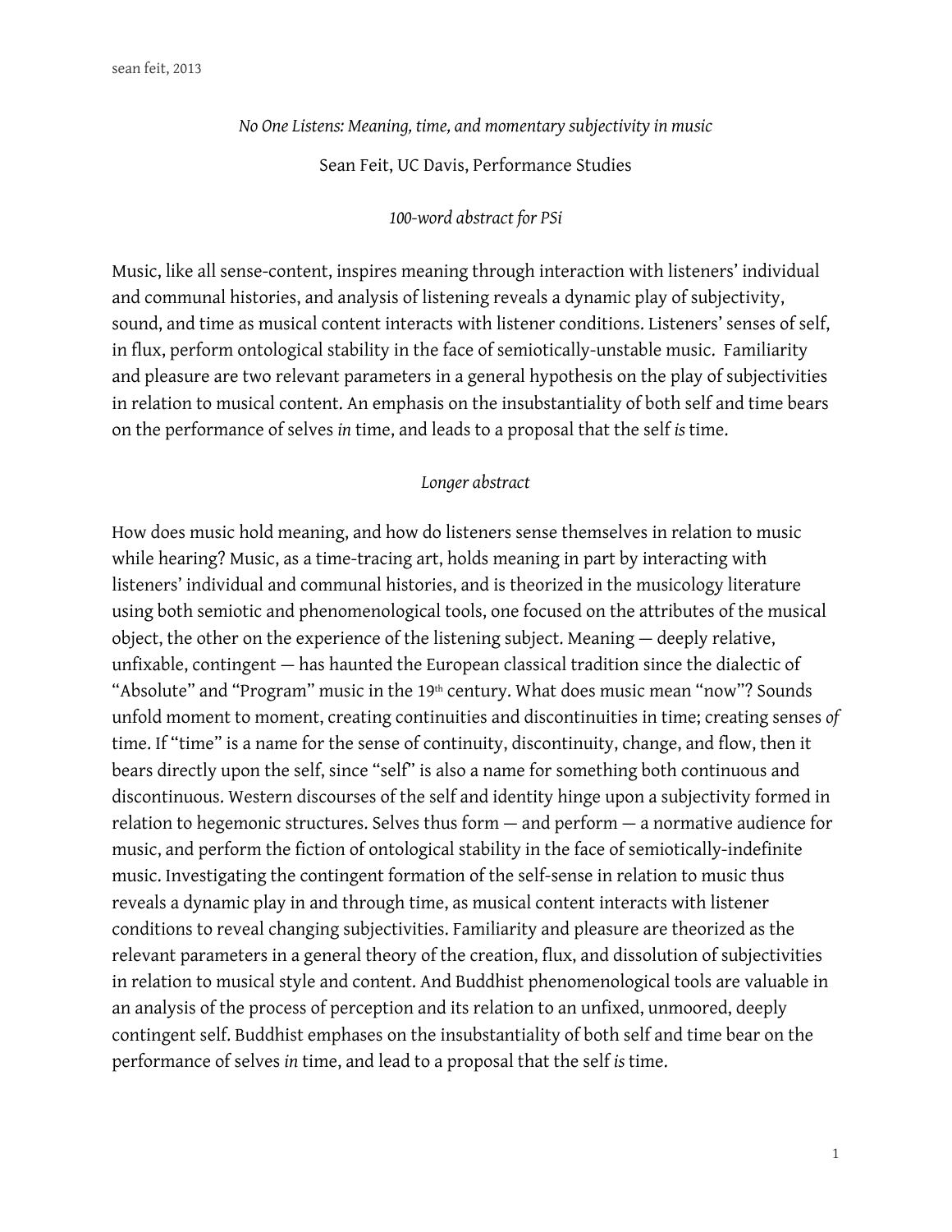*No One Listens: Meaning, time, and momentary subjectivity in music*

Sean Feit, UC Davis, Performance Studies

*100-word abstract for PSi*

Music, like all sense-content, inspires meaning through interaction with listeners' individual and communal histories, and analysis of listening reveals a dynamic play of subjectivity, sound, and time as musical content interacts with listener conditions. Listeners' senses of self, in flux, perform ontological stability in the face of semiotically-unstable music. Familiarity and pleasure are two relevant parameters in a general hypothesis on the play of subjectivities in relation to musical content. An emphasis on the insubstantiality of both self and time bears on the performance of selves *in* time, and leads to a proposal that the self *is* time.

*Longer abstract*

How does music hold meaning, and how do listeners sense themselves in relation to music while hearing? Music, as a time-tracing art, holds meaning in part by interacting with listeners' individual and communal histories, and is theorized in the musicology literature using both semiotic and phenomenological tools, one focused on the attributes of the musical object, the other on the experience of the listening subject. Meaning — deeply relative, unfixable, contingent — has haunted the European classical tradition since the dialectic of "Absolute" and "Program" music in the 19th century. What does music mean "now"? Sounds unfold moment to moment, creating continuities and discontinuities in time; creating senses *of* time. If "time" is a name for the sense of continuity, discontinuity, change, and flow, then it bears directly upon the self, since "self" is also a name for something both continuous and discontinuous. Western discourses of the self and identity hinge upon a subjectivity formed in relation to hegemonic structures. Selves thus form — and perform — a normative audience for music, and perform the fiction of ontological stability in the face of semiotically-indefinite music. Investigating the contingent formation of the self-sense in relation to music thus reveals a dynamic play in and through time, as musical content interacts with listener conditions to reveal changing subjectivities. Familiarity and pleasure are theorized as the relevant parameters in a general theory of the creation, flux, and dissolution of subjectivities in relation to musical style and content. And Buddhist phenomenological tools are valuable in an analysis of the process of perception and its relation to an unfixed, unmoored, deeply contingent self. Buddhist emphases on the insubstantiality of both self and time bear on the performance of selves *in* time, and lead to a proposal that the self *is* time.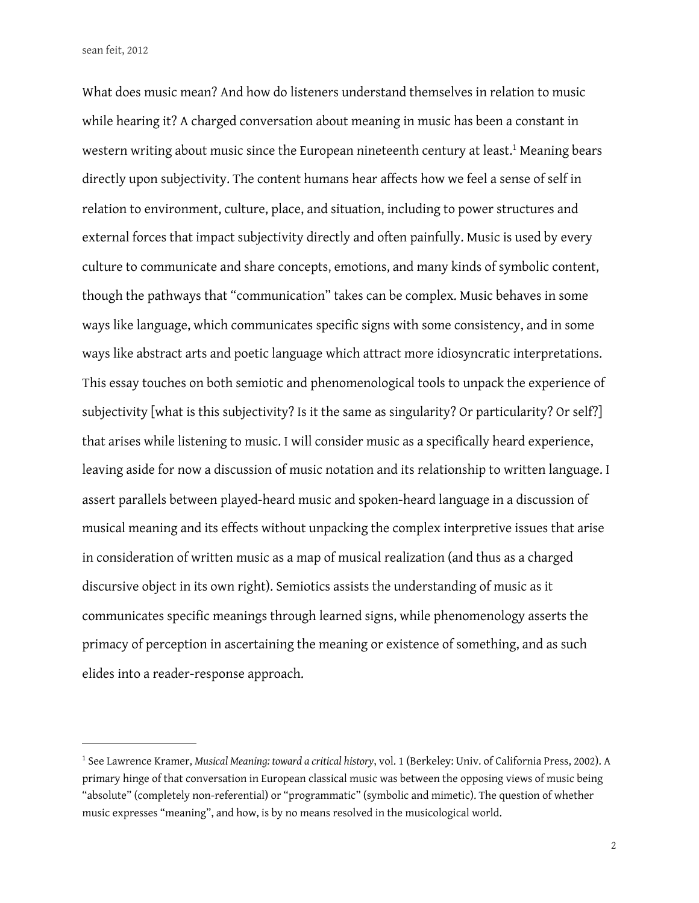What does music mean? And how do listeners understand themselves in relation to music while hearing it? A charged conversation about meaning in music has been a constant in western writing about music since the European nineteenth century at least.[1] Meaning bears directly upon subjectivity. The content humans hear affects how we feel a sense of self in relation to environment, culture, place, and situation, including to power structures and external forces that impact subjectivity directly and often painfully. Music is used by every culture to communicate and share concepts, emotions, and many kinds of symbolic content, though the pathways that "communication" takes can be complex. Music behaves in some ways like language, which communicates specific signs with some consistency, and in some ways like abstract arts and poetic language which attract more idiosyncratic interpretations. This essay touches on both semiotic and phenomenological tools to unpack the experience of subjectivity [what is this subjectivity? Is it the same as singularity? Or particularity? Or self?] that arises while listening to music. I will consider music as a specifically heard experience, leaving aside for now a discussion of music notation and its relationship to written language. I assert parallels between played-heard music and spoken-heard language in a discussion of musical meaning and its effects without unpacking the complex interpretive issues that arise in consideration of written music as a map of musical realization (and thus as a charged discursive object in its own right). Semiotics assists the understanding of music as it communicates specific meanings through learned signs, while phenomenology asserts the primacy of perception in ascertaining the meaning or existence of something, and as such elides into a reader-response approach.

---

[1] See Lawrence Kramer, *Musical Meaning: toward a critical history*, vol. 1 (Berkeley: Univ. of California Press, 2002). A primary hinge of that conversation in European classical music was between the opposing views of music being "absolute" (completely non-referential) or "programmatic" (symbolic and mimetic). The question of whether music expresses "meaning", and how, is by no means resolved in the musicological world.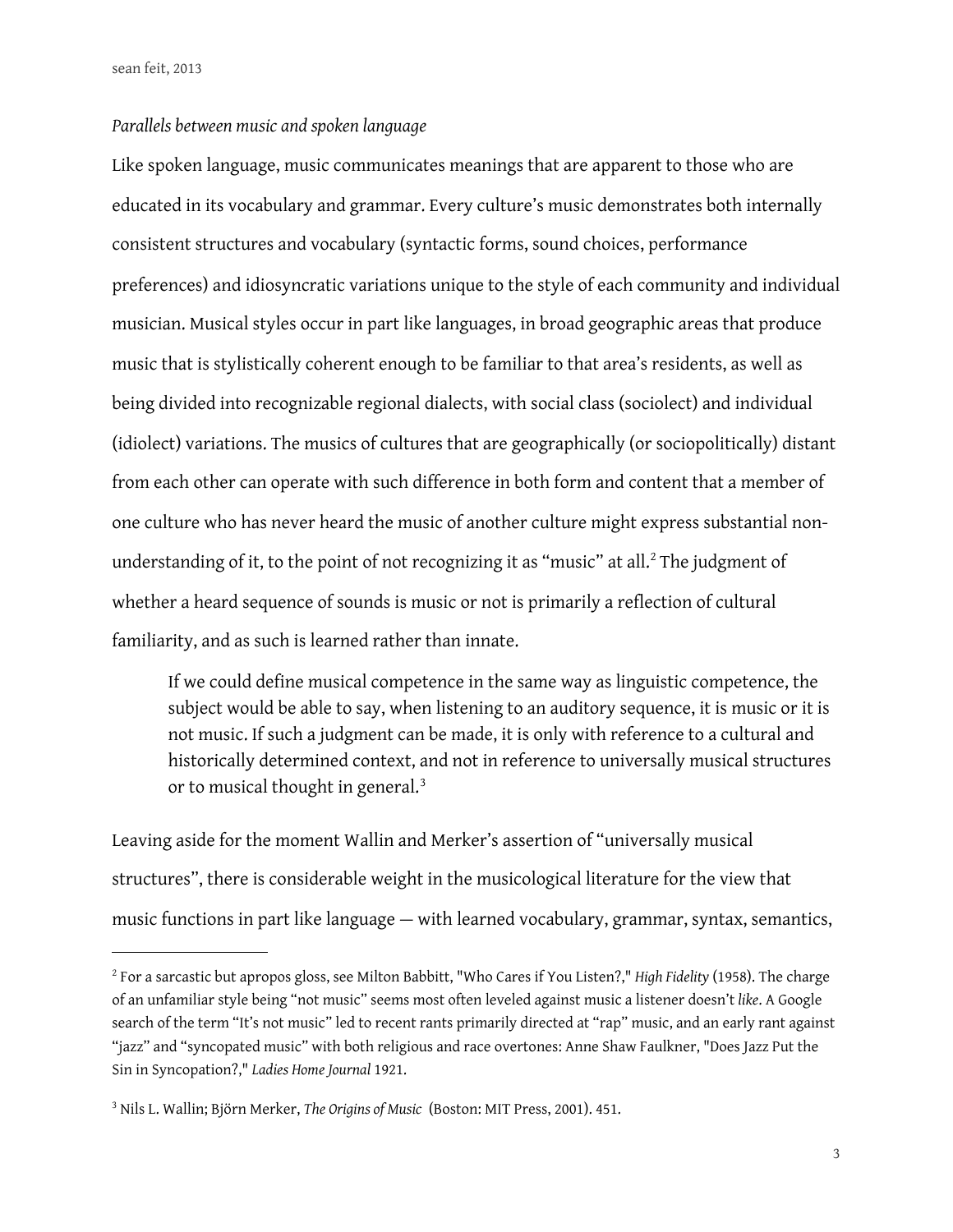*Parallels between music and spoken language*

Like spoken language, music communicates meanings that are apparent to those who are educated in its vocabulary and grammar. Every culture's music demonstrates both internally consistent structures and vocabulary (syntactic forms, sound choices, performance preferences) and idiosyncratic variations unique to the style of each community and individual musician. Musical styles occur in part like languages, in broad geographic areas that produce music that is stylistically coherent enough to be familiar to that area's residents, as well as being divided into recognizable regional dialects, with social class (sociolect) and individual (idiolect) variations. The musics of cultures that are geographically (or sociopolitically) distant from each other can operate with such difference in both form and content that a member of one culture who has never heard the music of another culture might express substantial non-understanding of it, to the point of not recognizing it as "music" at all.[2] The judgment of whether a heard sequence of sounds is music or not is primarily a reflection of cultural familiarity, and as such is learned rather than innate.

> If we could define musical competence in the same way as linguistic competence, the subject would be able to say, when listening to an auditory sequence, it is music or it is not music. If such a judgment can be made, it is only with reference to a cultural and historically determined context, and not in reference to universally musical structures or to musical thought in general.[3]

Leaving aside for the moment Wallin and Merker's assertion of "universally musical structures", there is considerable weight in the musicological literature for the view that music functions in part like language — with learned vocabulary, grammar, syntax, semantics,

---

[2] For a sarcastic but apropos gloss, see Milton Babbitt, "Who Cares if You Listen?," *High Fidelity* (1958). The charge of an unfamiliar style being "not music" seems most often leveled against music a listener doesn't *like*. A Google search of the term "It's not music" led to recent rants primarily directed at "rap" music, and an early rant against "jazz" and "syncopated music" with both religious and race overtones: Anne Shaw Faulkner, "Does Jazz Put the Sin in Syncopation?," *Ladies Home Journal* 1921.

[3] Nils L. Wallin; Björn Merker, *The Origins of Music* (Boston: MIT Press, 2001). 451.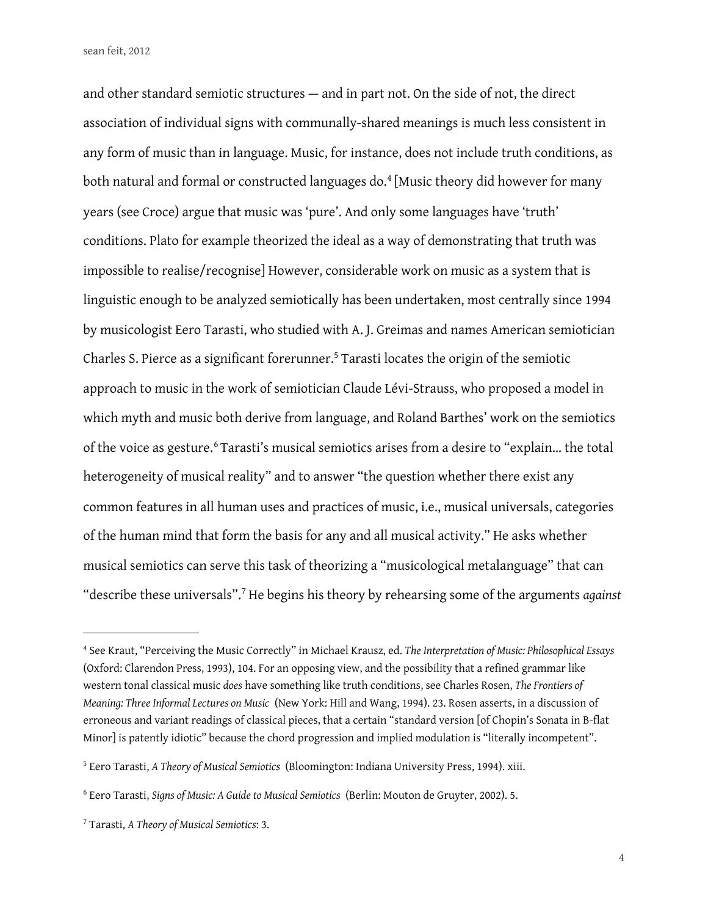and other standard semiotic structures — and in part not. On the side of not, the direct association of individual signs with communally-shared meanings is much less consistent in any form of music than in language. Music, for instance, does not include truth conditions, as both natural and formal or constructed languages do.[4] [Music theory did however for many years (see Croce) argue that music was 'pure'. And only some languages have 'truth' conditions. Plato for example theorized the ideal as a way of demonstrating that truth was impossible to realise/recognise] However, considerable work on music as a system that is linguistic enough to be analyzed semiotically has been undertaken, most centrally since 1994 by musicologist Eero Tarasti, who studied with A. J. Greimas and names American semiotician Charles S. Pierce as a significant forerunner.[5] Tarasti locates the origin of the semiotic approach to music in the work of semiotician Claude Lévi-Strauss, who proposed a model in which myth and music both derive from language, and Roland Barthes' work on the semiotics of the voice as gesture.[6] Tarasti's musical semiotics arises from a desire to "explain… the total heterogeneity of musical reality" and to answer "the question whether there exist any common features in all human uses and practices of music, i.e., musical universals, categories of the human mind that form the basis for any and all musical activity." He asks whether musical semiotics can serve this task of theorizing a "musicological metalanguage" that can "describe these universals".[7] He begins his theory by rehearsing some of the arguments *against*

---

[4] See Kraut, "Perceiving the Music Correctly" in Michael Krausz, ed. *The Interpretation of Music: Philosophical Essays* (Oxford: Clarendon Press, 1993), 104. For an opposing view, and the possibility that a refined grammar like western tonal classical music *does* have something like truth conditions, see Charles Rosen, *The Frontiers of Meaning: Three Informal Lectures on Music* (New York: Hill and Wang, 1994). 23. Rosen asserts, in a discussion of erroneous and variant readings of classical pieces, that a certain "standard version [of Chopin's Sonata in B-flat Minor] is patently idiotic" because the chord progression and implied modulation is "literally incompetent".

[5] Eero Tarasti, *A Theory of Musical Semiotics* (Bloomington: Indiana University Press, 1994). xiii.

[6] Eero Tarasti, *Signs of Music: A Guide to Musical Semiotics* (Berlin: Mouton de Gruyter, 2002). 5.

[7] Tarasti, *A Theory of Musical Semiotics*: 3.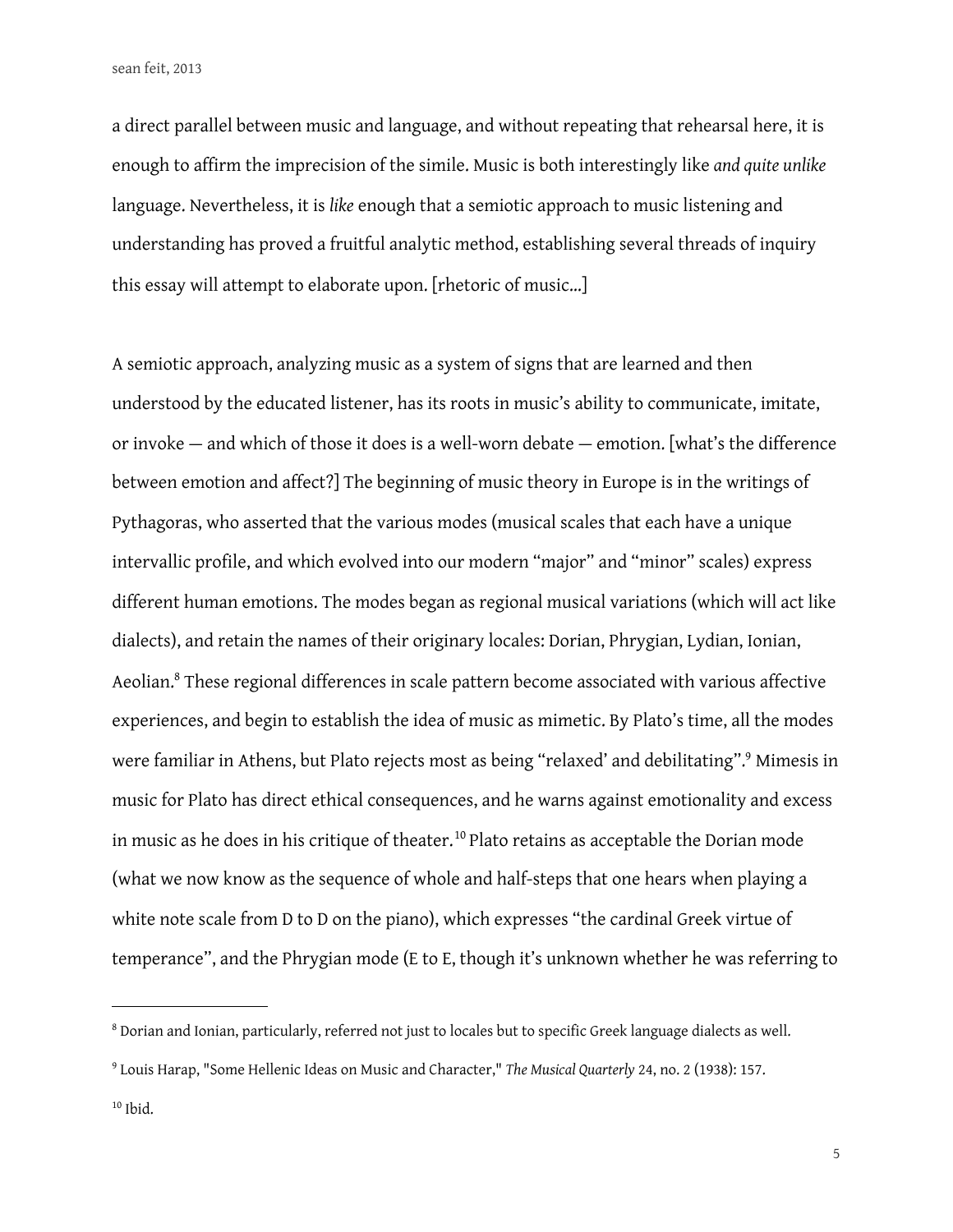a direct parallel between music and language, and without repeating that rehearsal here, it is enough to affirm the imprecision of the simile. Music is both interestingly like *and quite unlike* language. Nevertheless, it is *like* enough that a semiotic approach to music listening and understanding has proved a fruitful analytic method, establishing several threads of inquiry this essay will attempt to elaborate upon. [rhetoric of music...]

A semiotic approach, analyzing music as a system of signs that are learned and then understood by the educated listener, has its roots in music's ability to communicate, imitate, or invoke — and which of those it does is a well-worn debate — emotion. [what's the difference between emotion and affect?] The beginning of music theory in Europe is in the writings of Pythagoras, who asserted that the various modes (musical scales that each have a unique intervallic profile, and which evolved into our modern "major" and "minor" scales) express different human emotions. The modes began as regional musical variations (which will act like dialects), and retain the names of their originary locales: Dorian, Phrygian, Lydian, Ionian, Aeolian.[8] These regional differences in scale pattern become associated with various affective experiences, and begin to establish the idea of music as mimetic. By Plato's time, all the modes were familiar in Athens, but Plato rejects most as being "relaxed' and debilitating".[9] Mimesis in music for Plato has direct ethical consequences, and he warns against emotionality and excess in music as he does in his critique of theater.[10] Plato retains as acceptable the Dorian mode (what we now know as the sequence of whole and half-steps that one hears when playing a white note scale from D to D on the piano), which expresses "the cardinal Greek virtue of temperance", and the Phrygian mode (E to E, though it's unknown whether he was referring to

---

[8] Dorian and Ionian, particularly, referred not just to locales but to specific Greek language dialects as well.

[9] Louis Harap, "Some Hellenic Ideas on Music and Character," *The Musical Quarterly* 24, no. 2 (1938): 157.

[10] Ibid.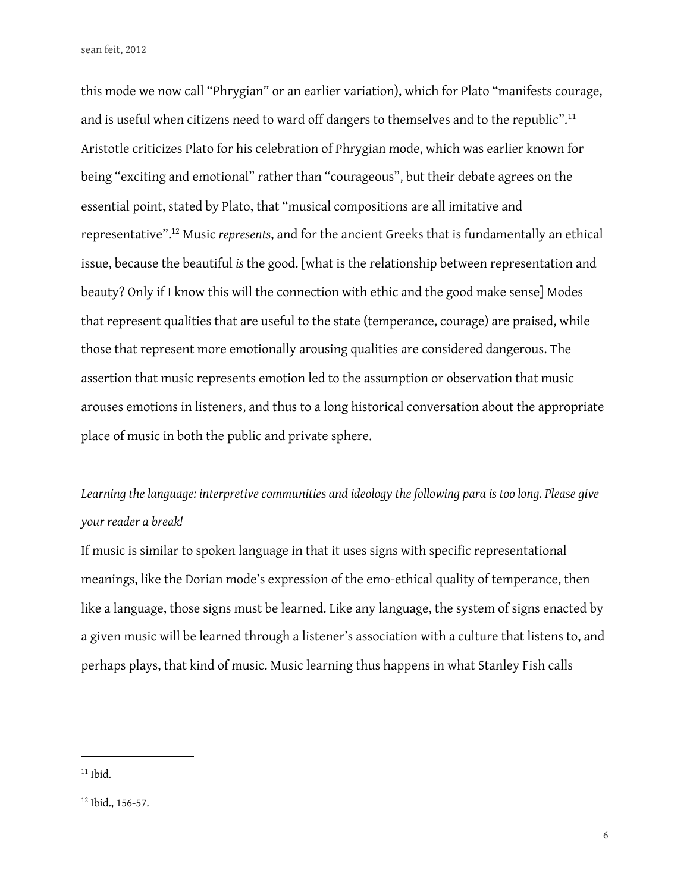this mode we now call "Phrygian" or an earlier variation), which for Plato "manifests courage, and is useful when citizens need to ward off dangers to themselves and to the republic".[11] Aristotle criticizes Plato for his celebration of Phrygian mode, which was earlier known for being "exciting and emotional" rather than "courageous", but their debate agrees on the essential point, stated by Plato, that "musical compositions are all imitative and representative".[12] Music *represents*, and for the ancient Greeks that is fundamentally an ethical issue, because the beautiful *is* the good. [what is the relationship between representation and beauty? Only if I know this will the connection with ethic and the good make sense] Modes that represent qualities that are useful to the state (temperance, courage) are praised, while those that represent more emotionally arousing qualities are considered dangerous. The assertion that music represents emotion led to the assumption or observation that music arouses emotions in listeners, and thus to a long historical conversation about the appropriate place of music in both the public and private sphere.

*Learning the language: interpretive communities and ideology the following para is too long. Please give your reader a break!*

If music is similar to spoken language in that it uses signs with specific representational meanings, like the Dorian mode's expression of the emo-ethical quality of temperance, then like a language, those signs must be learned. Like any language, the system of signs enacted by a given music will be learned through a listener's association with a culture that listens to, and perhaps plays, that kind of music. Music learning thus happens in what Stanley Fish calls

---

[11] Ibid.

[12] Ibid., 156-57.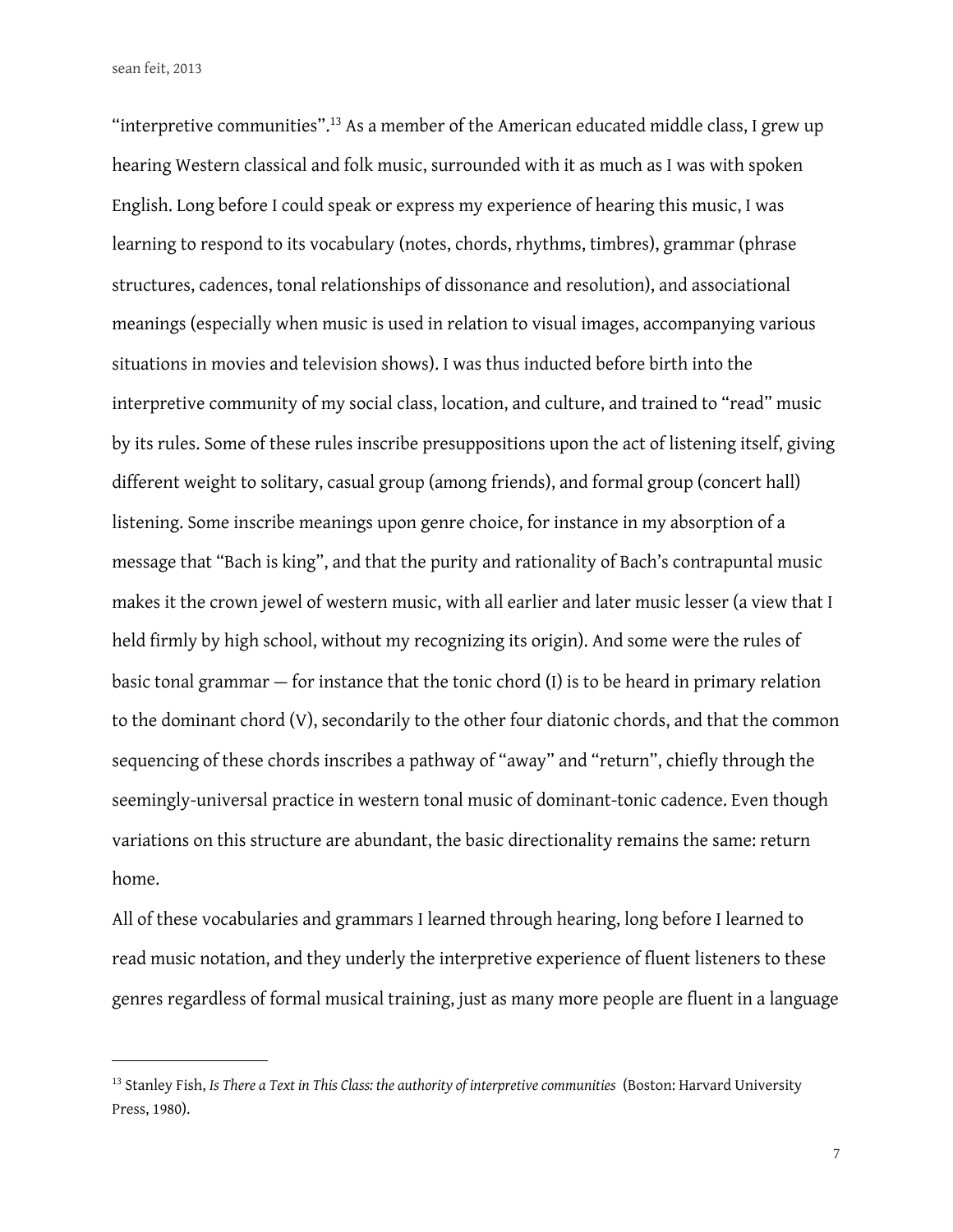"interpretive communities".[13] As a member of the American educated middle class, I grew up hearing Western classical and folk music, surrounded with it as much as I was with spoken English. Long before I could speak or express my experience of hearing this music, I was learning to respond to its vocabulary (notes, chords, rhythms, timbres), grammar (phrase structures, cadences, tonal relationships of dissonance and resolution), and associational meanings (especially when music is used in relation to visual images, accompanying various situations in movies and television shows). I was thus inducted before birth into the interpretive community of my social class, location, and culture, and trained to "read" music by its rules. Some of these rules inscribe presuppositions upon the act of listening itself, giving different weight to solitary, casual group (among friends), and formal group (concert hall) listening. Some inscribe meanings upon genre choice, for instance in my absorption of a message that "Bach is king", and that the purity and rationality of Bach's contrapuntal music makes it the crown jewel of western music, with all earlier and later music lesser (a view that I held firmly by high school, without my recognizing its origin). And some were the rules of basic tonal grammar — for instance that the tonic chord (I) is to be heard in primary relation to the dominant chord (V), secondarily to the other four diatonic chords, and that the common sequencing of these chords inscribes a pathway of "away" and "return", chiefly through the seemingly-universal practice in western tonal music of dominant-tonic cadence. Even though variations on this structure are abundant, the basic directionality remains the same: return home.

All of these vocabularies and grammars I learned through hearing, long before I learned to read music notation, and they underly the interpretive experience of fluent listeners to these genres regardless of formal musical training, just as many more people are fluent in a language

---

[13] Stanley Fish, *Is There a Text in This Class: the authority of interpretive communities* (Boston: Harvard University Press, 1980).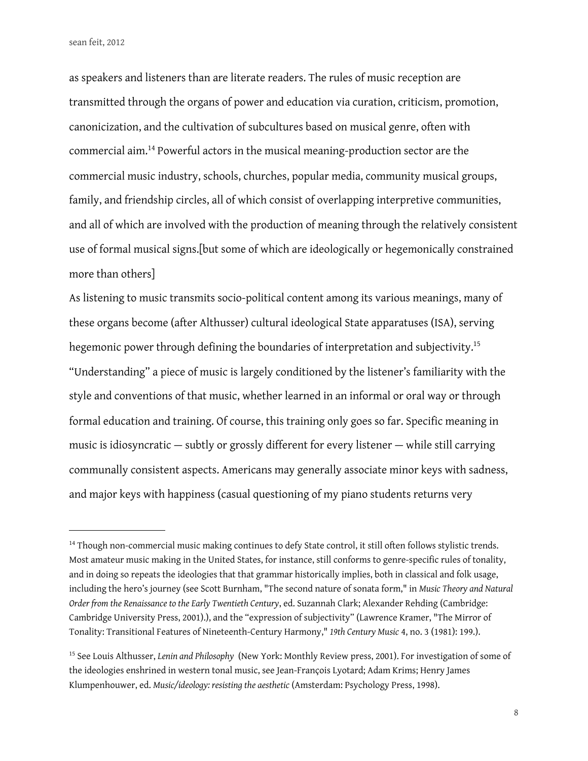as speakers and listeners than are literate readers. The rules of music reception are transmitted through the organs of power and education via curation, criticism, promotion, canonicization, and the cultivation of subcultures based on musical genre, often with commercial aim.[14] Powerful actors in the musical meaning-production sector are the commercial music industry, schools, churches, popular media, community musical groups, family, and friendship circles, all of which consist of overlapping interpretive communities, and all of which are involved with the production of meaning through the relatively consistent use of formal musical signs.[but some of which are ideologically or hegemonically constrained more than others]

As listening to music transmits socio-political content among its various meanings, many of these organs become (after Althusser) cultural ideological State apparatuses (ISA), serving hegemonic power through defining the boundaries of interpretation and subjectivity.[15] "Understanding" a piece of music is largely conditioned by the listener's familiarity with the style and conventions of that music, whether learned in an informal or oral way or through formal education and training. Of course, this training only goes so far. Specific meaning in music is idiosyncratic — subtly or grossly different for every listener — while still carrying communally consistent aspects. Americans may generally associate minor keys with sadness, and major keys with happiness (casual questioning of my piano students returns very

---

[14] Though non-commercial music making continues to defy State control, it still often follows stylistic trends. Most amateur music making in the United States, for instance, still conforms to genre-specific rules of tonality, and in doing so repeats the ideologies that that grammar historically implies, both in classical and folk usage, including the hero's journey (see Scott Burnham, "The second nature of sonata form," in *Music Theory and Natural Order from the Renaissance to the Early Twentieth Century*, ed. Suzannah Clark; Alexander Rehding (Cambridge: Cambridge University Press, 2001).), and the "expression of subjectivity" (Lawrence Kramer, "The Mirror of Tonality: Transitional Features of Nineteenth-Century Harmony," *19th Century Music* 4, no. 3 (1981): 199.).

[15] See Louis Althusser, *Lenin and Philosophy* (New York: Monthly Review press, 2001). For investigation of some of the ideologies enshrined in western tonal music, see Jean-François Lyotard; Adam Krims; Henry James Klumpenhouwer, ed. *Music/ideology: resisting the aesthetic* (Amsterdam: Psychology Press, 1998).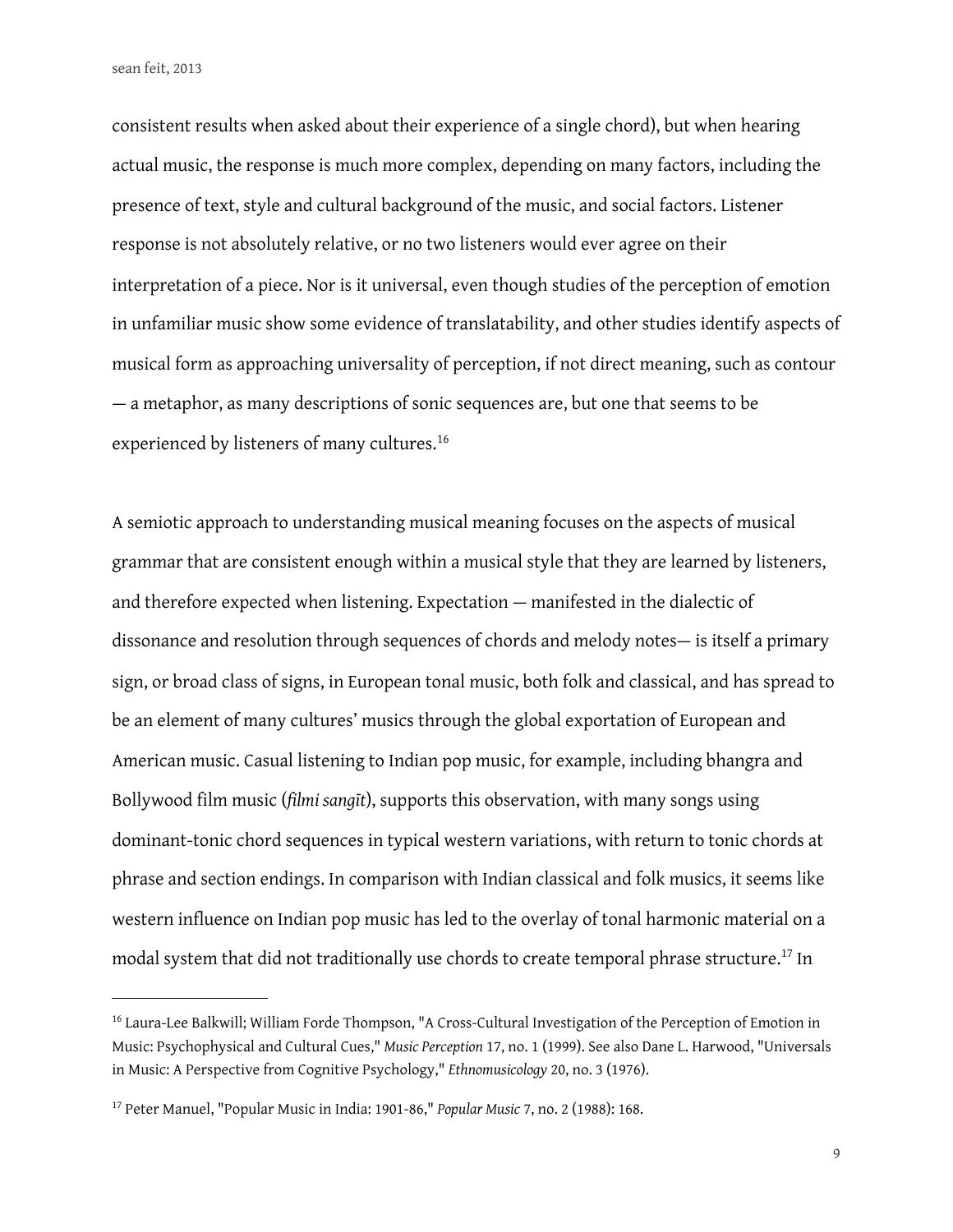consistent results when asked about their experience of a single chord), but when hearing actual music, the response is much more complex, depending on many factors, including the presence of text, style and cultural background of the music, and social factors. Listener response is not absolutely relative, or no two listeners would ever agree on their interpretation of a piece. Nor is it universal, even though studies of the perception of emotion in unfamiliar music show some evidence of translatability, and other studies identify aspects of musical form as approaching universality of perception, if not direct meaning, such as contour — a metaphor, as many descriptions of sonic sequences are, but one that seems to be experienced by listeners of many cultures.[16]

A semiotic approach to understanding musical meaning focuses on the aspects of musical grammar that are consistent enough within a musical style that they are learned by listeners, and therefore expected when listening. Expectation — manifested in the dialectic of dissonance and resolution through sequences of chords and melody notes— is itself a primary sign, or broad class of signs, in European tonal music, both folk and classical, and has spread to be an element of many cultures' musics through the global exportation of European and American music. Casual listening to Indian pop music, for example, including bhangra and Bollywood film music (*filmi sangīt*), supports this observation, with many songs using dominant-tonic chord sequences in typical western variations, with return to tonic chords at phrase and section endings. In comparison with Indian classical and folk musics, it seems like western influence on Indian pop music has led to the overlay of tonal harmonic material on a modal system that did not traditionally use chords to create temporal phrase structure.[17] In

---

[16] Laura-Lee Balkwill; William Forde Thompson, "A Cross-Cultural Investigation of the Perception of Emotion in Music: Psychophysical and Cultural Cues," *Music Perception* 17, no. 1 (1999). See also Dane L. Harwood, "Universals in Music: A Perspective from Cognitive Psychology," *Ethnomusicology* 20, no. 3 (1976).

[17] Peter Manuel, "Popular Music in India: 1901-86," *Popular Music* 7, no. 2 (1988): 168.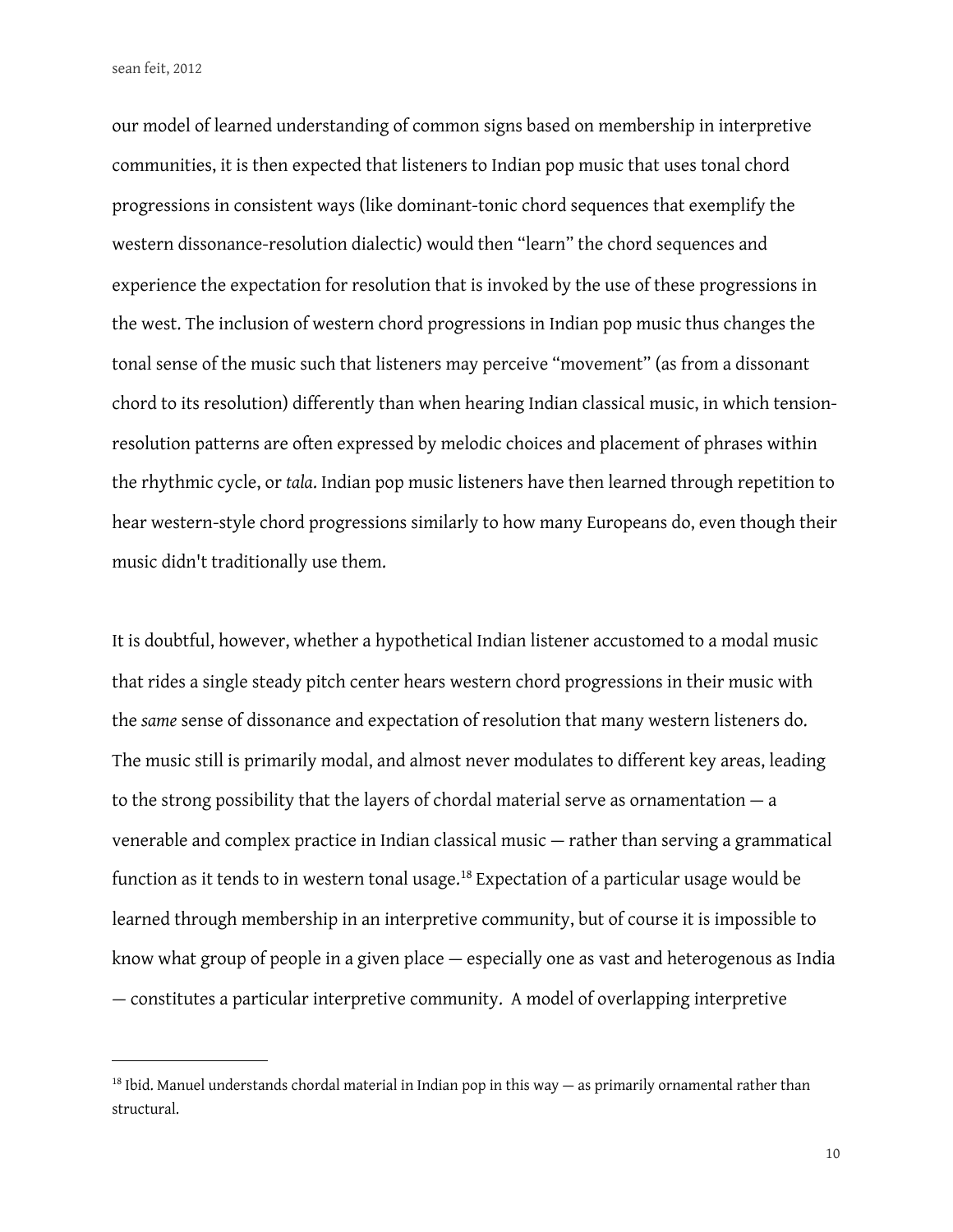our model of learned understanding of common signs based on membership in interpretive communities, it is then expected that listeners to Indian pop music that uses tonal chord progressions in consistent ways (like dominant-tonic chord sequences that exemplify the western dissonance-resolution dialectic) would then "learn" the chord sequences and experience the expectation for resolution that is invoked by the use of these progressions in the west. The inclusion of western chord progressions in Indian pop music thus changes the tonal sense of the music such that listeners may perceive "movement" (as from a dissonant chord to its resolution) differently than when hearing Indian classical music, in which tension-resolution patterns are often expressed by melodic choices and placement of phrases within the rhythmic cycle, or *tala*. Indian pop music listeners have then learned through repetition to hear western-style chord progressions similarly to how many Europeans do, even though their music didn't traditionally use them.

It is doubtful, however, whether a hypothetical Indian listener accustomed to a modal music that rides a single steady pitch center hears western chord progressions in their music with the *same* sense of dissonance and expectation of resolution that many western listeners do. The music still is primarily modal, and almost never modulates to different key areas, leading to the strong possibility that the layers of chordal material serve as ornamentation — a venerable and complex practice in Indian classical music — rather than serving a grammatical function as it tends to in western tonal usage.[18] Expectation of a particular usage would be learned through membership in an interpretive community, but of course it is impossible to know what group of people in a given place — especially one as vast and heterogenous as India — constitutes a particular interpretive community. A model of overlapping interpretive

---

[18] Ibid. Manuel understands chordal material in Indian pop in this way — as primarily ornamental rather than structural.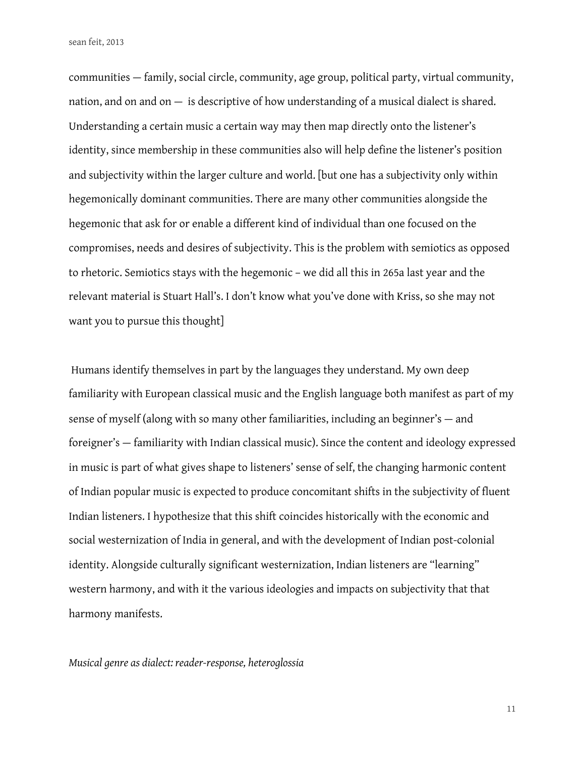communities — family, social circle, community, age group, political party, virtual community, nation, and on and on — is descriptive of how understanding of a musical dialect is shared. Understanding a certain music a certain way may then map directly onto the listener's identity, since membership in these communities also will help define the listener's position and subjectivity within the larger culture and world. [but one has a subjectivity only within hegemonically dominant communities. There are many other communities alongside the hegemonic that ask for or enable a different kind of individual than one focused on the compromises, needs and desires of subjectivity. This is the problem with semiotics as opposed to rhetoric. Semiotics stays with the hegemonic – we did all this in 265a last year and the relevant material is Stuart Hall's. I don't know what you've done with Kriss, so she may not want you to pursue this thought]

Humans identify themselves in part by the languages they understand. My own deep familiarity with European classical music and the English language both manifest as part of my sense of myself (along with so many other familiarities, including an beginner's — and foreigner's — familiarity with Indian classical music). Since the content and ideology expressed in music is part of what gives shape to listeners' sense of self, the changing harmonic content of Indian popular music is expected to produce concomitant shifts in the subjectivity of fluent Indian listeners. I hypothesize that this shift coincides historically with the economic and social westernization of India in general, and with the development of Indian post-colonial identity. Alongside culturally significant westernization, Indian listeners are "learning" western harmony, and with it the various ideologies and impacts on subjectivity that that harmony manifests.

*Musical genre as dialect: reader-response, heteroglossia*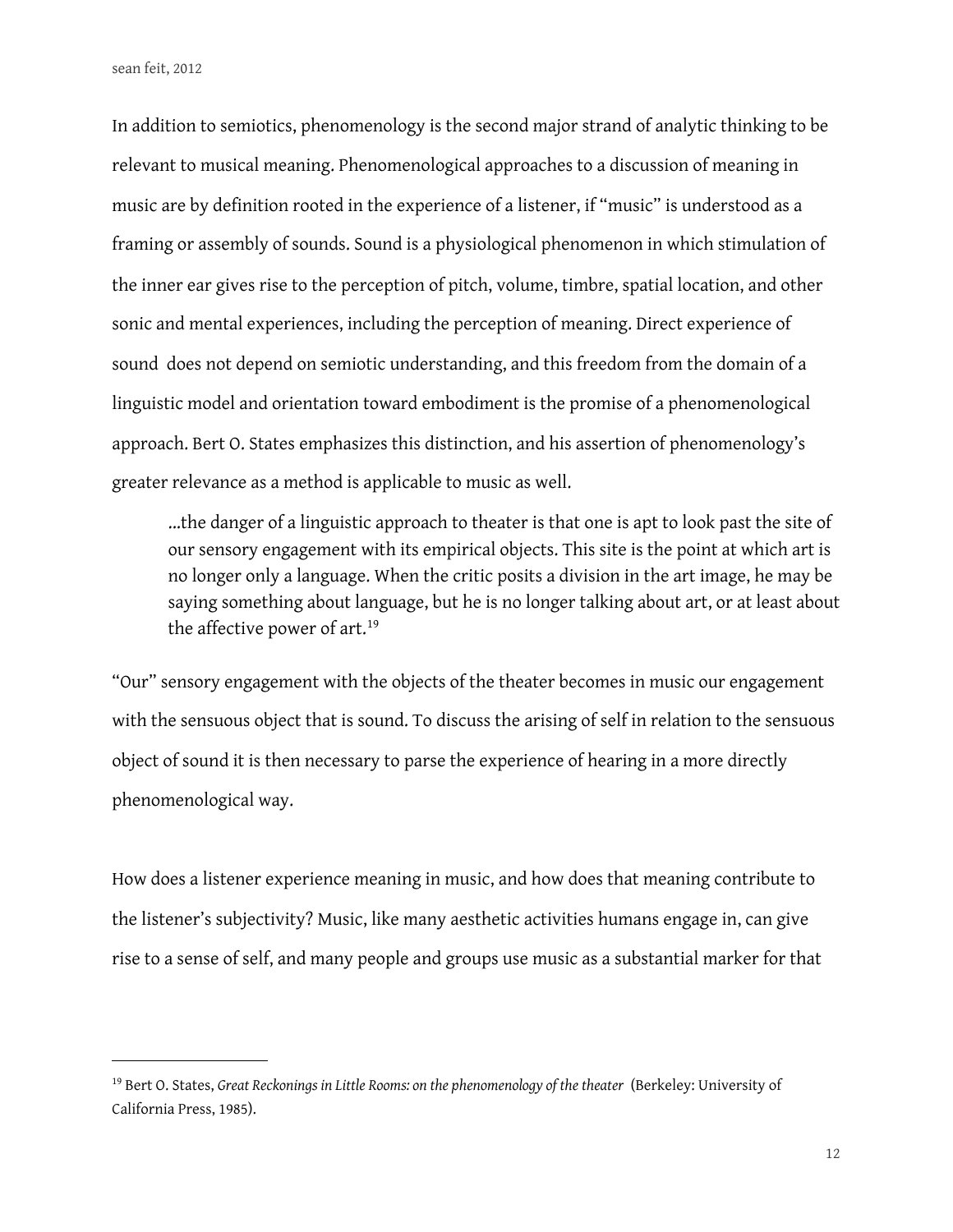In addition to semiotics, phenomenology is the second major strand of analytic thinking to be relevant to musical meaning. Phenomenological approaches to a discussion of meaning in music are by definition rooted in the experience of a listener, if "music" is understood as a framing or assembly of sounds. Sound is a physiological phenomenon in which stimulation of the inner ear gives rise to the perception of pitch, volume, timbre, spatial location, and other sonic and mental experiences, including the perception of meaning. Direct experience of sound does not depend on semiotic understanding, and this freedom from the domain of a linguistic model and orientation toward embodiment is the promise of a phenomenological approach. Bert O. States emphasizes this distinction, and his assertion of phenomenology's greater relevance as a method is applicable to music as well.

> ...the danger of a linguistic approach to theater is that one is apt to look past the site of our sensory engagement with its empirical objects. This site is the point at which art is no longer only a language. When the critic posits a division in the art image, he may be saying something about language, but he is no longer talking about art, or at least about the affective power of art.[19]

"Our" sensory engagement with the objects of the theater becomes in music our engagement with the sensuous object that is sound. To discuss the arising of self in relation to the sensuous object of sound it is then necessary to parse the experience of hearing in a more directly phenomenological way.

How does a listener experience meaning in music, and how does that meaning contribute to the listener's subjectivity? Music, like many aesthetic activities humans engage in, can give rise to a sense of self, and many people and groups use music as a substantial marker for that

---

[19] Bert O. States, *Great Reckonings in Little Rooms: on the phenomenology of the theater* (Berkeley: University of California Press, 1985).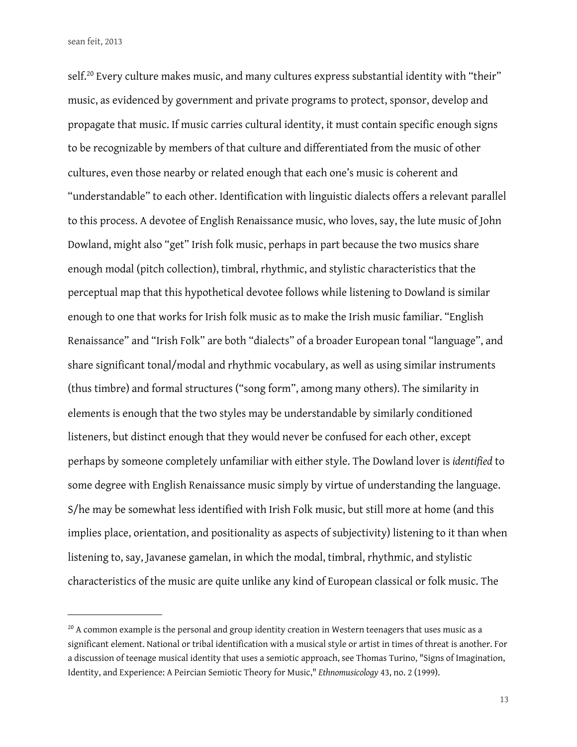self.[20] Every culture makes music, and many cultures express substantial identity with "their" music, as evidenced by government and private programs to protect, sponsor, develop and propagate that music. If music carries cultural identity, it must contain specific enough signs to be recognizable by members of that culture and differentiated from the music of other cultures, even those nearby or related enough that each one's music is coherent and "understandable" to each other. Identification with linguistic dialects offers a relevant parallel to this process. A devotee of English Renaissance music, who loves, say, the lute music of John Dowland, might also "get" Irish folk music, perhaps in part because the two musics share enough modal (pitch collection), timbral, rhythmic, and stylistic characteristics that the perceptual map that this hypothetical devotee follows while listening to Dowland is similar enough to one that works for Irish folk music as to make the Irish music familiar. "English Renaissance" and "Irish Folk" are both "dialects" of a broader European tonal "language", and share significant tonal/modal and rhythmic vocabulary, as well as using similar instruments (thus timbre) and formal structures ("song form", among many others). The similarity in elements is enough that the two styles may be understandable by similarly conditioned listeners, but distinct enough that they would never be confused for each other, except perhaps by someone completely unfamiliar with either style. The Dowland lover is *identified* to some degree with English Renaissance music simply by virtue of understanding the language. S/he may be somewhat less identified with Irish Folk music, but still more at home (and this implies place, orientation, and positionality as aspects of subjectivity) listening to it than when listening to, say, Javanese gamelan, in which the modal, timbral, rhythmic, and stylistic characteristics of the music are quite unlike any kind of European classical or folk music. The

---

[20] A common example is the personal and group identity creation in Western teenagers that uses music as a significant element. National or tribal identification with a musical style or artist in times of threat is another. For a discussion of teenage musical identity that uses a semiotic approach, see Thomas Turino, "Signs of Imagination, Identity, and Experience: A Peircian Semiotic Theory for Music," *Ethnomusicology* 43, no. 2 (1999).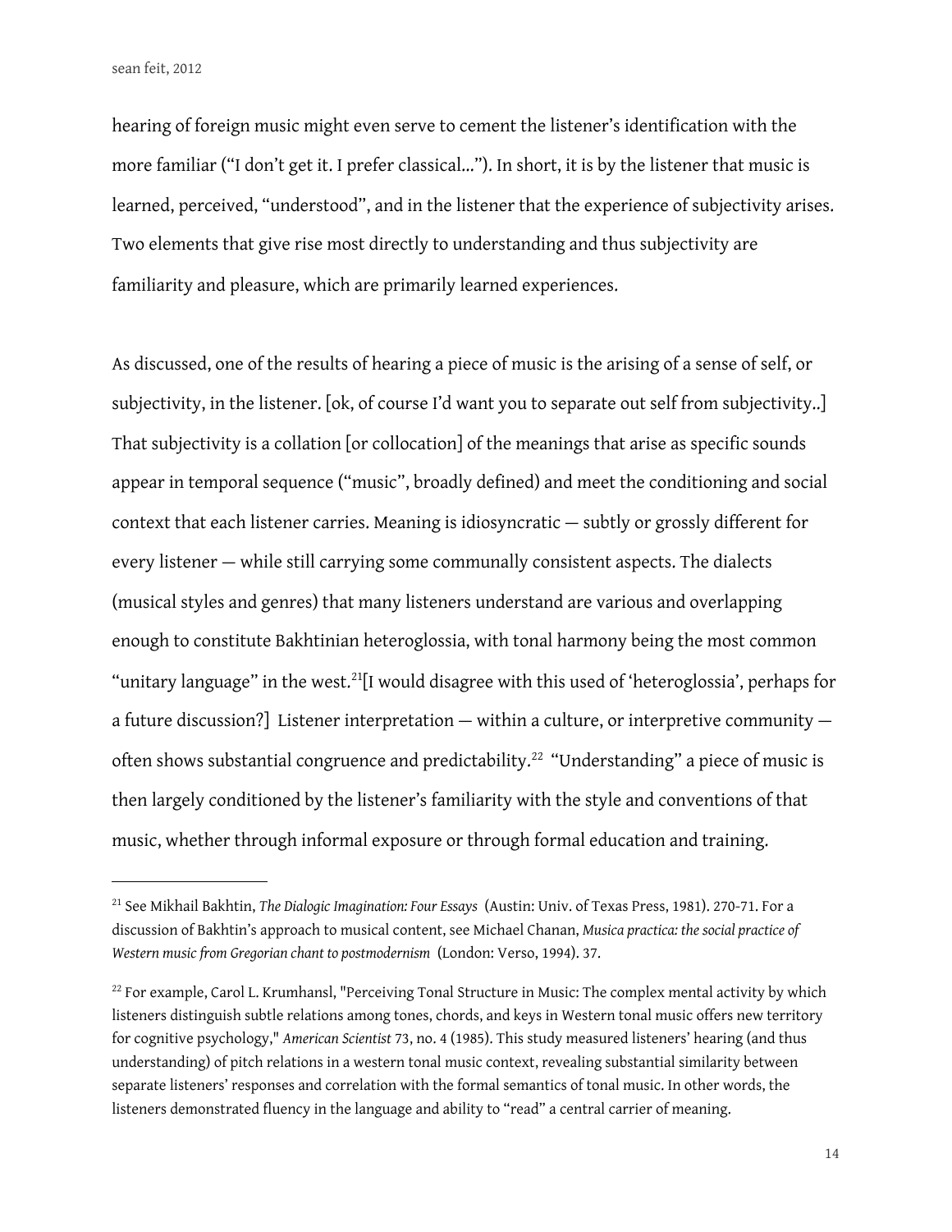hearing of foreign music might even serve to cement the listener's identification with the more familiar ("I don't get it. I prefer classical..."). In short, it is by the listener that music is learned, perceived, "understood", and in the listener that the experience of subjectivity arises. Two elements that give rise most directly to understanding and thus subjectivity are familiarity and pleasure, which are primarily learned experiences.

As discussed, one of the results of hearing a piece of music is the arising of a sense of self, or subjectivity, in the listener. [ok, of course I'd want you to separate out self from subjectivity..] That subjectivity is a collation [or collocation] of the meanings that arise as specific sounds appear in temporal sequence ("music", broadly defined) and meet the conditioning and social context that each listener carries. Meaning is idiosyncratic — subtly or grossly different for every listener — while still carrying some communally consistent aspects. The dialects (musical styles and genres) that many listeners understand are various and overlapping enough to constitute Bakhtinian heteroglossia, with tonal harmony being the most common "unitary language" in the west.[21][I would disagree with this used of 'heteroglossia', perhaps for a future discussion?] Listener interpretation — within a culture, or interpretive community — often shows substantial congruence and predictability.[22] "Understanding" a piece of music is then largely conditioned by the listener's familiarity with the style and conventions of that music, whether through informal exposure or through formal education and training.

---

[21] See Mikhail Bakhtin, *The Dialogic Imagination: Four Essays* (Austin: Univ. of Texas Press, 1981). 270-71. For a discussion of Bakhtin's approach to musical content, see Michael Chanan, *Musica practica: the social practice of Western music from Gregorian chant to postmodernism* (London: Verso, 1994). 37.

[22] For example, Carol L. Krumhansl, "Perceiving Tonal Structure in Music: The complex mental activity by which listeners distinguish subtle relations among tones, chords, and keys in Western tonal music offers new territory for cognitive psychology," *American Scientist* 73, no. 4 (1985). This study measured listeners' hearing (and thus understanding) of pitch relations in a western tonal music context, revealing substantial similarity between separate listeners' responses and correlation with the formal semantics of tonal music. In other words, the listeners demonstrated fluency in the language and ability to "read" a central carrier of meaning.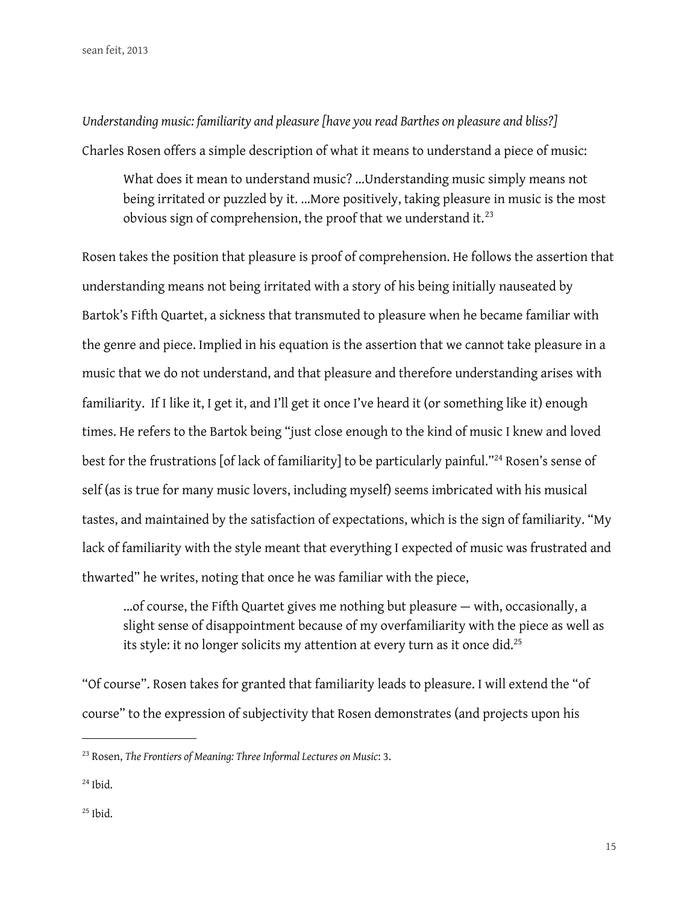*Understanding music: familiarity and pleasure [have you read Barthes on pleasure and bliss?]*

Charles Rosen offers a simple description of what it means to understand a piece of music:

> What does it mean to understand music? ...Understanding music simply means not being irritated or puzzled by it. ...More positively, taking pleasure in music is the most obvious sign of comprehension, the proof that we understand it.[23]

Rosen takes the position that pleasure is proof of comprehension. He follows the assertion that understanding means not being irritated with a story of his being initially nauseated by Bartok's Fifth Quartet, a sickness that transmuted to pleasure when he became familiar with the genre and piece. Implied in his equation is the assertion that we cannot take pleasure in a music that we do not understand, and that pleasure and therefore understanding arises with familiarity. If I like it, I get it, and I'll get it once I've heard it (or something like it) enough times. He refers to the Bartok being "just close enough to the kind of music I knew and loved best for the frustrations [of lack of familiarity] to be particularly painful."[24] Rosen's sense of self (as is true for many music lovers, including myself) seems imbricated with his musical tastes, and maintained by the satisfaction of expectations, which is the sign of familiarity. "My lack of familiarity with the style meant that everything I expected of music was frustrated and thwarted" he writes, noting that once he was familiar with the piece,

> ...of course, the Fifth Quartet gives me nothing but pleasure — with, occasionally, a slight sense of disappointment because of my overfamiliarity with the piece as well as its style: it no longer solicits my attention at every turn as it once did.[25]

"Of course". Rosen takes for granted that familiarity leads to pleasure. I will extend the "of course" to the expression of subjectivity that Rosen demonstrates (and projects upon his

---

[23] Rosen, *The Frontiers of Meaning: Three Informal Lectures on Music*: 3.

[24] Ibid.

[25] Ibid.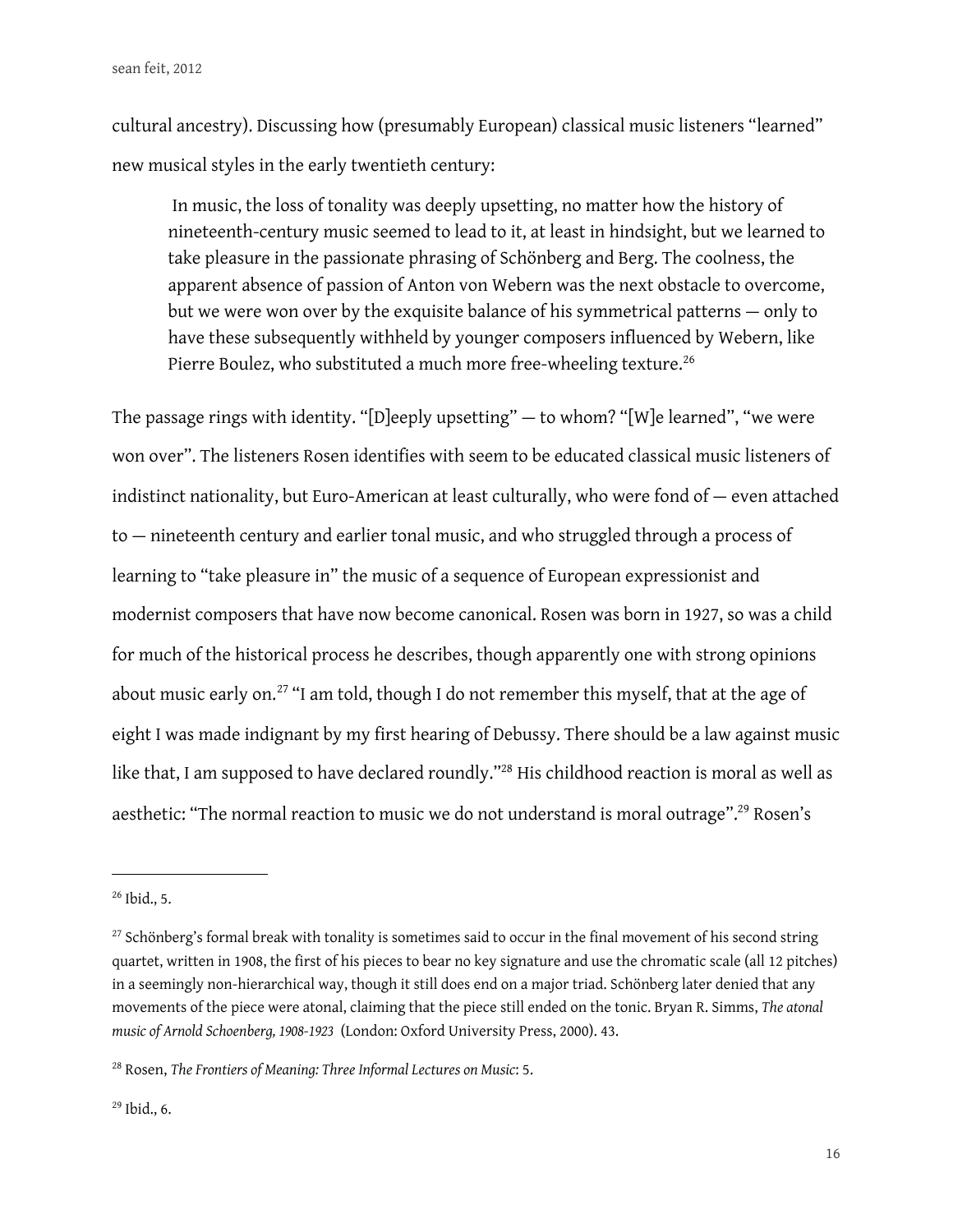cultural ancestry). Discussing how (presumably European) classical music listeners "learned" new musical styles in the early twentieth century:

> In music, the loss of tonality was deeply upsetting, no matter how the history of nineteenth-century music seemed to lead to it, at least in hindsight, but we learned to take pleasure in the passionate phrasing of Schönberg and Berg. The coolness, the apparent absence of passion of Anton von Webern was the next obstacle to overcome, but we were won over by the exquisite balance of his symmetrical patterns — only to have these subsequently withheld by younger composers influenced by Webern, like Pierre Boulez, who substituted a much more free-wheeling texture.[26]

The passage rings with identity. "[D]eeply upsetting" — to whom? "[W]e learned", "we were won over". The listeners Rosen identifies with seem to be educated classical music listeners of indistinct nationality, but Euro-American at least culturally, who were fond of — even attached to — nineteenth century and earlier tonal music, and who struggled through a process of learning to "take pleasure in" the music of a sequence of European expressionist and modernist composers that have now become canonical. Rosen was born in 1927, so was a child for much of the historical process he describes, though apparently one with strong opinions about music early on.[27] "I am told, though I do not remember this myself, that at the age of eight I was made indignant by my first hearing of Debussy. There should be a law against music like that, I am supposed to have declared roundly."[28] His childhood reaction is moral as well as aesthetic: "The normal reaction to music we do not understand is moral outrage".[29] Rosen's

---

[26] Ibid., 5.

[27] Schönberg's formal break with tonality is sometimes said to occur in the final movement of his second string quartet, written in 1908, the first of his pieces to bear no key signature and use the chromatic scale (all 12 pitches) in a seemingly non-hierarchical way, though it still does end on a major triad. Schönberg later denied that any movements of the piece were atonal, claiming that the piece still ended on the tonic. Bryan R. Simms, *The atonal music of Arnold Schoenberg, 1908-1923* (London: Oxford University Press, 2000). 43.

[28] Rosen, *The Frontiers of Meaning: Three Informal Lectures on Music*: 5.

[29] Ibid., 6.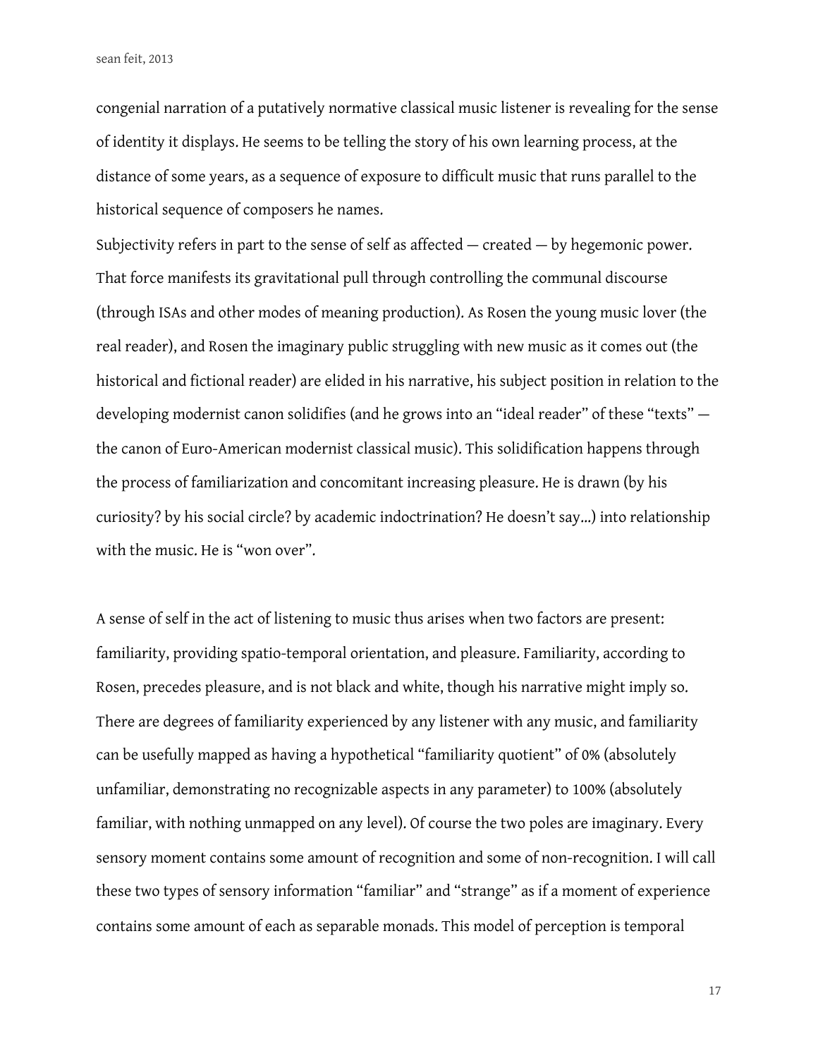congenial narration of a putatively normative classical music listener is revealing for the sense of identity it displays. He seems to be telling the story of his own learning process, at the distance of some years, as a sequence of exposure to difficult music that runs parallel to the historical sequence of composers he names.

Subjectivity refers in part to the sense of self as affected — created — by hegemonic power. That force manifests its gravitational pull through controlling the communal discourse (through ISAs and other modes of meaning production). As Rosen the young music lover (the real reader), and Rosen the imaginary public struggling with new music as it comes out (the historical and fictional reader) are elided in his narrative, his subject position in relation to the developing modernist canon solidifies (and he grows into an "ideal reader" of these "texts" — the canon of Euro-American modernist classical music). This solidification happens through the process of familiarization and concomitant increasing pleasure. He is drawn (by his curiosity? by his social circle? by academic indoctrination? He doesn't say...) into relationship with the music. He is "won over".

A sense of self in the act of listening to music thus arises when two factors are present: familiarity, providing spatio-temporal orientation, and pleasure. Familiarity, according to Rosen, precedes pleasure, and is not black and white, though his narrative might imply so. There are degrees of familiarity experienced by any listener with any music, and familiarity can be usefully mapped as having a hypothetical "familiarity quotient" of 0% (absolutely unfamiliar, demonstrating no recognizable aspects in any parameter) to 100% (absolutely familiar, with nothing unmapped on any level). Of course the two poles are imaginary. Every sensory moment contains some amount of recognition and some of non-recognition. I will call these two types of sensory information "familiar" and "strange" as if a moment of experience contains some amount of each as separable monads. This model of perception is temporal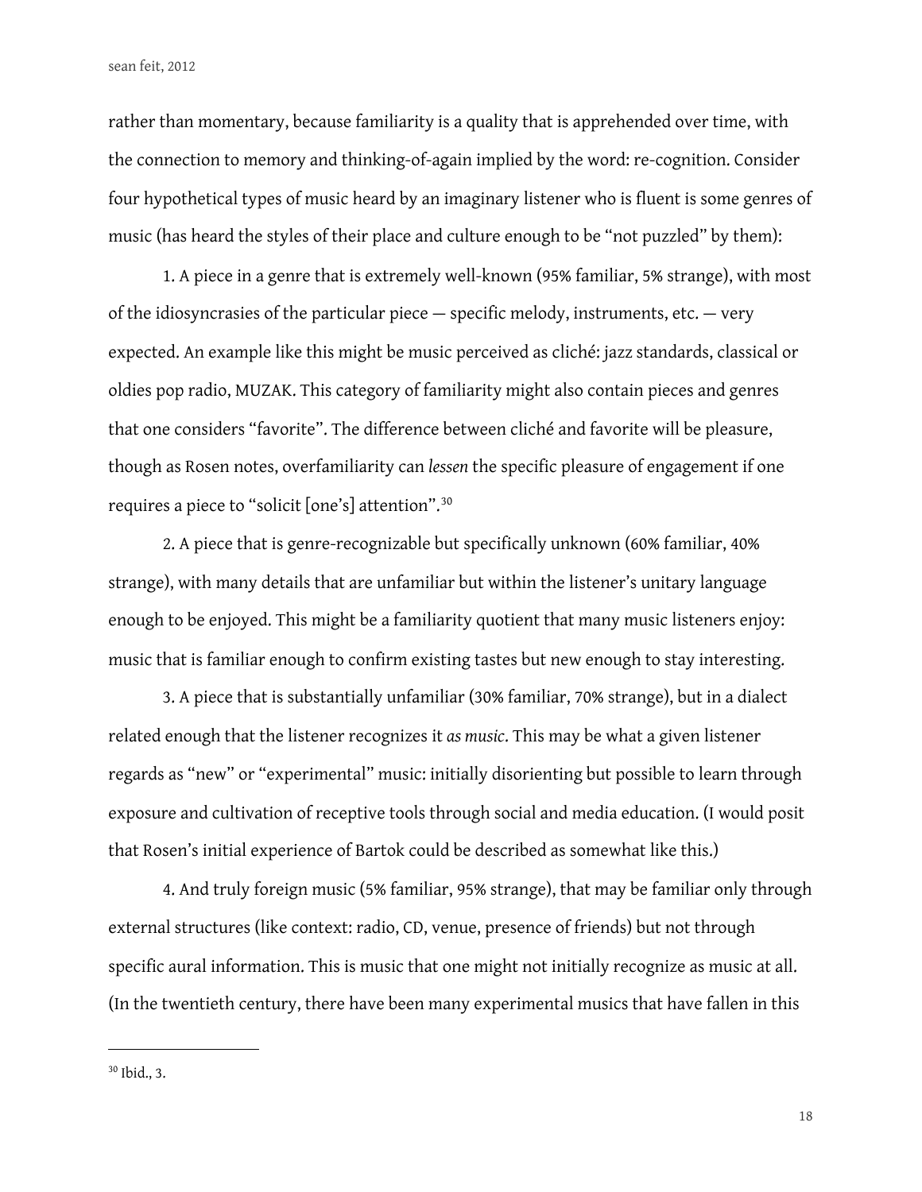rather than momentary, because familiarity is a quality that is apprehended over time, with the connection to memory and thinking-of-again implied by the word: re-cognition. Consider four hypothetical types of music heard by an imaginary listener who is fluent is some genres of music (has heard the styles of their place and culture enough to be "not puzzled" by them):

1. A piece in a genre that is extremely well-known (95% familiar, 5% strange), with most of the idiosyncrasies of the particular piece — specific melody, instruments, etc. — very expected. An example like this might be music perceived as cliché: jazz standards, classical or oldies pop radio, MUZAK. This category of familiarity might also contain pieces and genres that one considers "favorite". The difference between cliché and favorite will be pleasure, though as Rosen notes, overfamiliarity can *lessen* the specific pleasure of engagement if one requires a piece to "solicit [one's] attention".[30]

2. A piece that is genre-recognizable but specifically unknown (60% familiar, 40% strange), with many details that are unfamiliar but within the listener's unitary language enough to be enjoyed. This might be a familiarity quotient that many music listeners enjoy: music that is familiar enough to confirm existing tastes but new enough to stay interesting.

3. A piece that is substantially unfamiliar (30% familiar, 70% strange), but in a dialect related enough that the listener recognizes it *as music*. This may be what a given listener regards as "new" or "experimental" music: initially disorienting but possible to learn through exposure and cultivation of receptive tools through social and media education. (I would posit that Rosen's initial experience of Bartok could be described as somewhat like this.)

4. And truly foreign music (5% familiar, 95% strange), that may be familiar only through external structures (like context: radio, CD, venue, presence of friends) but not through specific aural information. This is music that one might not initially recognize as music at all. (In the twentieth century, there have been many experimental musics that have fallen in this

---

[30] Ibid., 3.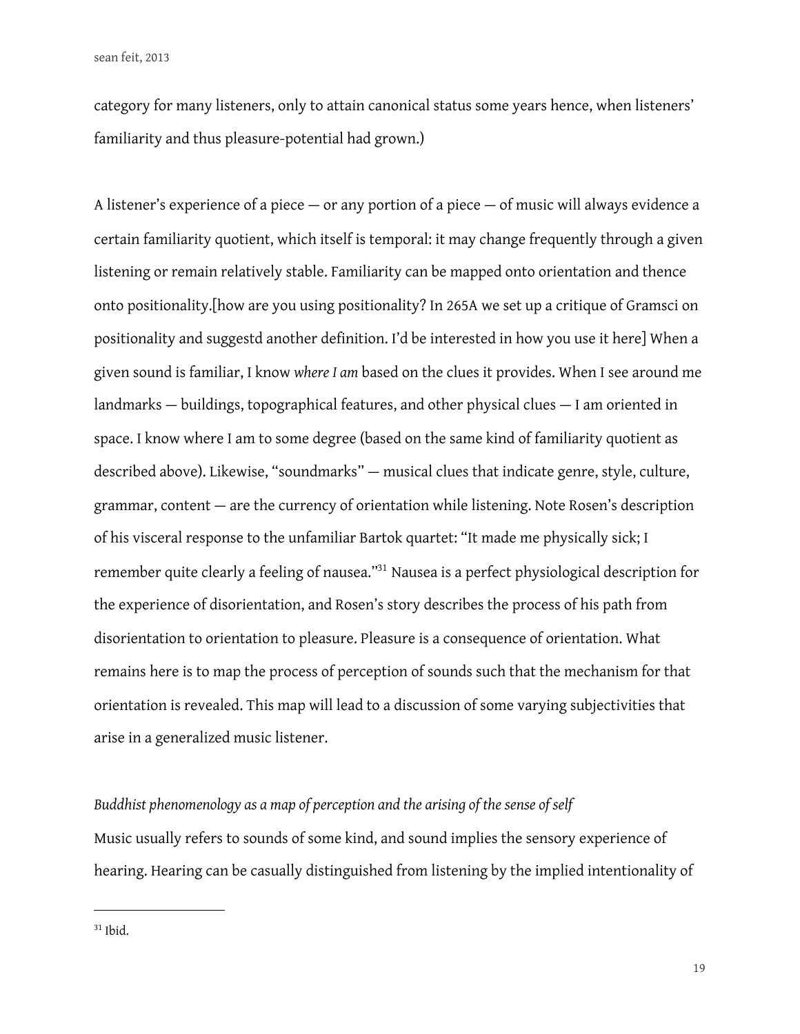category for many listeners, only to attain canonical status some years hence, when listeners' familiarity and thus pleasure-potential had grown.)

A listener's experience of a piece — or any portion of a piece — of music will always evidence a certain familiarity quotient, which itself is temporal: it may change frequently through a given listening or remain relatively stable. Familiarity can be mapped onto orientation and thence onto positionality.[how are you using positionality? In 265A we set up a critique of Gramsci on positionality and suggestd another definition. I'd be interested in how you use it here] When a given sound is familiar, I know *where I am* based on the clues it provides. When I see around me landmarks — buildings, topographical features, and other physical clues — I am oriented in space. I know where I am to some degree (based on the same kind of familiarity quotient as described above). Likewise, "soundmarks" — musical clues that indicate genre, style, culture, grammar, content — are the currency of orientation while listening. Note Rosen's description of his visceral response to the unfamiliar Bartok quartet: "It made me physically sick; I remember quite clearly a feeling of nausea."[31] Nausea is a perfect physiological description for the experience of disorientation, and Rosen's story describes the process of his path from disorientation to orientation to pleasure. Pleasure is a consequence of orientation. What remains here is to map the process of perception of sounds such that the mechanism for that orientation is revealed. This map will lead to a discussion of some varying subjectivities that arise in a generalized music listener.

*Buddhist phenomenology as a map of perception and the arising of the sense of self*

Music usually refers to sounds of some kind, and sound implies the sensory experience of hearing. Hearing can be casually distinguished from listening by the implied intentionality of

[31] Ibid.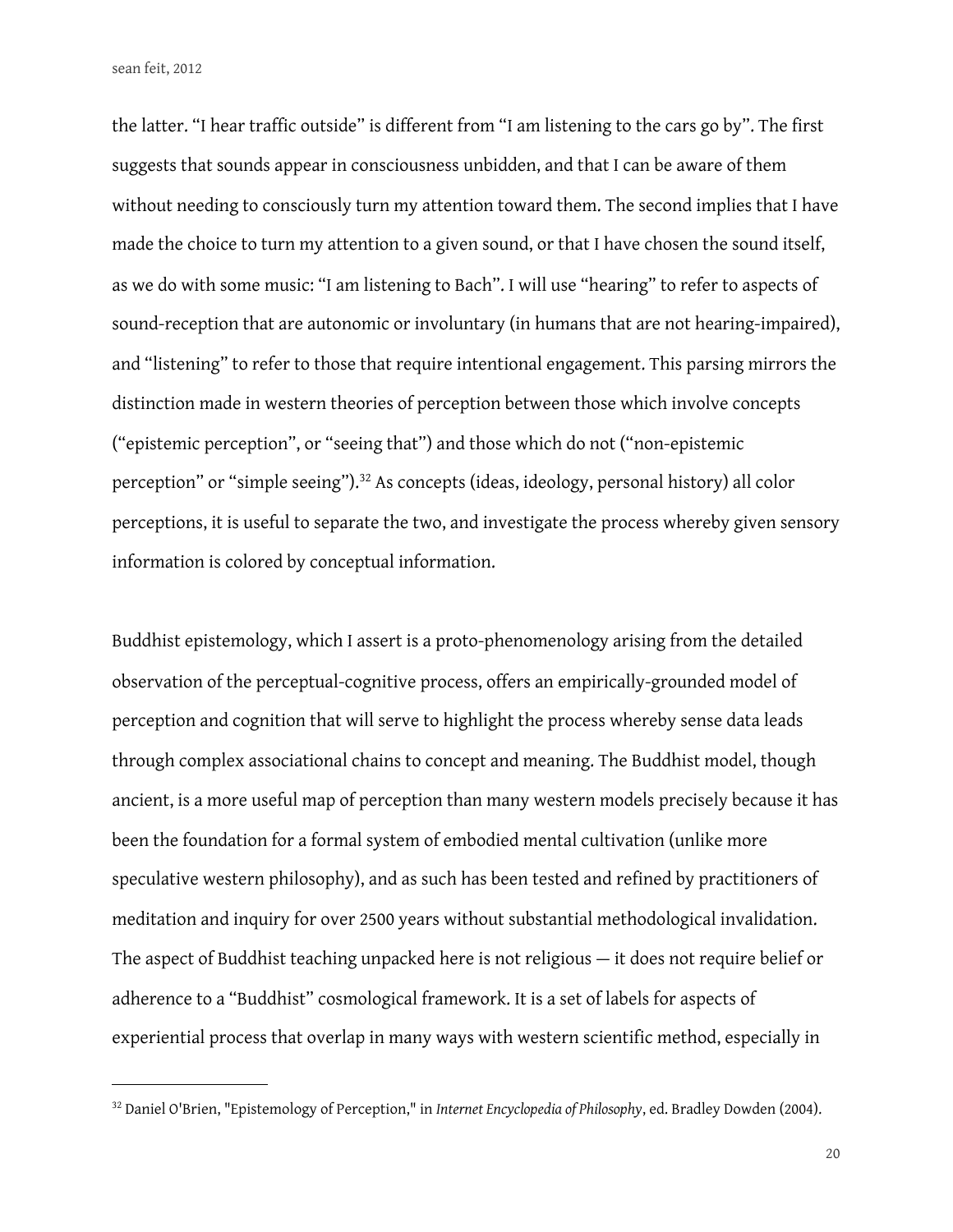the latter. “I hear traffic outside” is different from “I am listening to the cars go by”. The first suggests that sounds appear in consciousness unbidden, and that I can be aware of them without needing to consciously turn my attention toward them. The second implies that I have made the choice to turn my attention to a given sound, or that I have chosen the sound itself, as we do with some music: “I am listening to Bach”. I will use “hearing” to refer to aspects of sound-reception that are autonomic or involuntary (in humans that are not hearing-impaired), and “listening” to refer to those that require intentional engagement. This parsing mirrors the distinction made in western theories of perception between those which involve concepts (“epistemic perception”, or “seeing that”) and those which do not (“non-epistemic perception” or “simple seeing”).[32] As concepts (ideas, ideology, personal history) all color perceptions, it is useful to separate the two, and investigate the process whereby given sensory information is colored by conceptual information.

Buddhist epistemology, which I assert is a proto-phenomenology arising from the detailed observation of the perceptual-cognitive process, offers an empirically-grounded model of perception and cognition that will serve to highlight the process whereby sense data leads through complex associational chains to concept and meaning. The Buddhist model, though ancient, is a more useful map of perception than many western models precisely because it has been the foundation for a formal system of embodied mental cultivation (unlike more speculative western philosophy), and as such has been tested and refined by practitioners of meditation and inquiry for over 2500 years without substantial methodological invalidation. The aspect of Buddhist teaching unpacked here is not religious — it does not require belief or adherence to a “Buddhist” cosmological framework. It is a set of labels for aspects of experiential process that overlap in many ways with western scientific method, especially in

[32] Daniel O'Brien, "Epistemology of Perception," in *Internet Encyclopedia of Philosophy*, ed. Bradley Dowden (2004).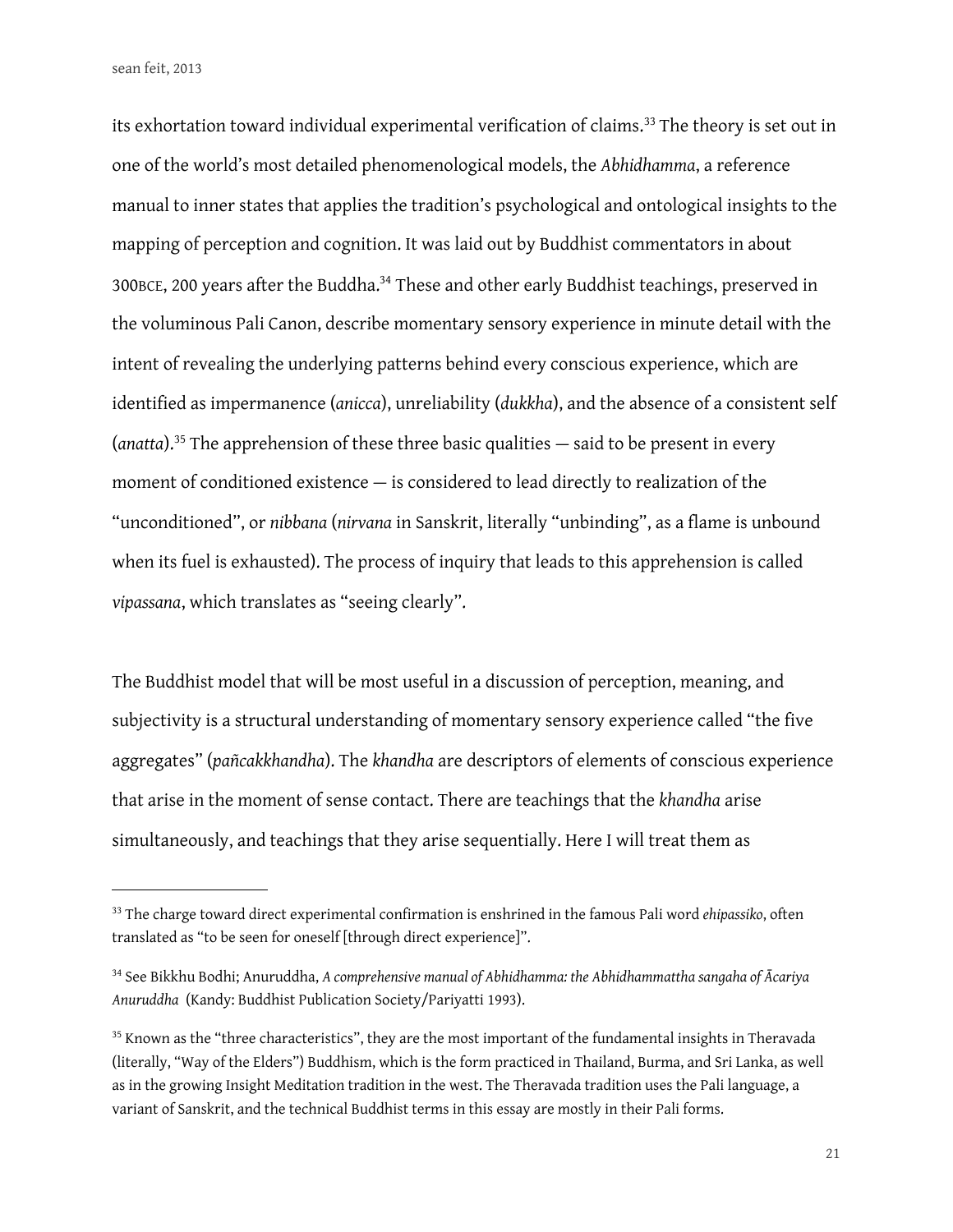its exhortation toward individual experimental verification of claims.[33] The theory is set out in one of the world's most detailed phenomenological models, the *Abhidhamma*, a reference manual to inner states that applies the tradition's psychological and ontological insights to the mapping of perception and cognition. It was laid out by Buddhist commentators in about 300BCE, 200 years after the Buddha.[34] These and other early Buddhist teachings, preserved in the voluminous Pali Canon, describe momentary sensory experience in minute detail with the intent of revealing the underlying patterns behind every conscious experience, which are identified as impermanence (*anicca*), unreliability (*dukkha*), and the absence of a consistent self (*anatta*).[35] The apprehension of these three basic qualities — said to be present in every moment of conditioned existence — is considered to lead directly to realization of the "unconditioned", or *nibbana* (*nirvana* in Sanskrit, literally "unbinding", as a flame is unbound when its fuel is exhausted). The process of inquiry that leads to this apprehension is called *vipassana*, which translates as "seeing clearly".

The Buddhist model that will be most useful in a discussion of perception, meaning, and subjectivity is a structural understanding of momentary sensory experience called "the five aggregates" (*pañcakkhandha*). The *khandha* are descriptors of elements of conscious experience that arise in the moment of sense contact. There are teachings that the *khandha* arise simultaneously, and teachings that they arise sequentially. Here I will treat them as

---

[33] The charge toward direct experimental confirmation is enshrined in the famous Pali word *ehipassiko*, often translated as "to be seen for oneself [through direct experience]".

[34] See Bikkhu Bodhi; Anuruddha, *A comprehensive manual of Abhidhamma: the Abhidhammattha sangaha of Ācariya Anuruddha* (Kandy: Buddhist Publication Society/Pariyatti 1993).

[35] Known as the "three characteristics", they are the most important of the fundamental insights in Theravada (literally, "Way of the Elders") Buddhism, which is the form practiced in Thailand, Burma, and Sri Lanka, as well as in the growing Insight Meditation tradition in the west. The Theravada tradition uses the Pali language, a variant of Sanskrit, and the technical Buddhist terms in this essay are mostly in their Pali forms.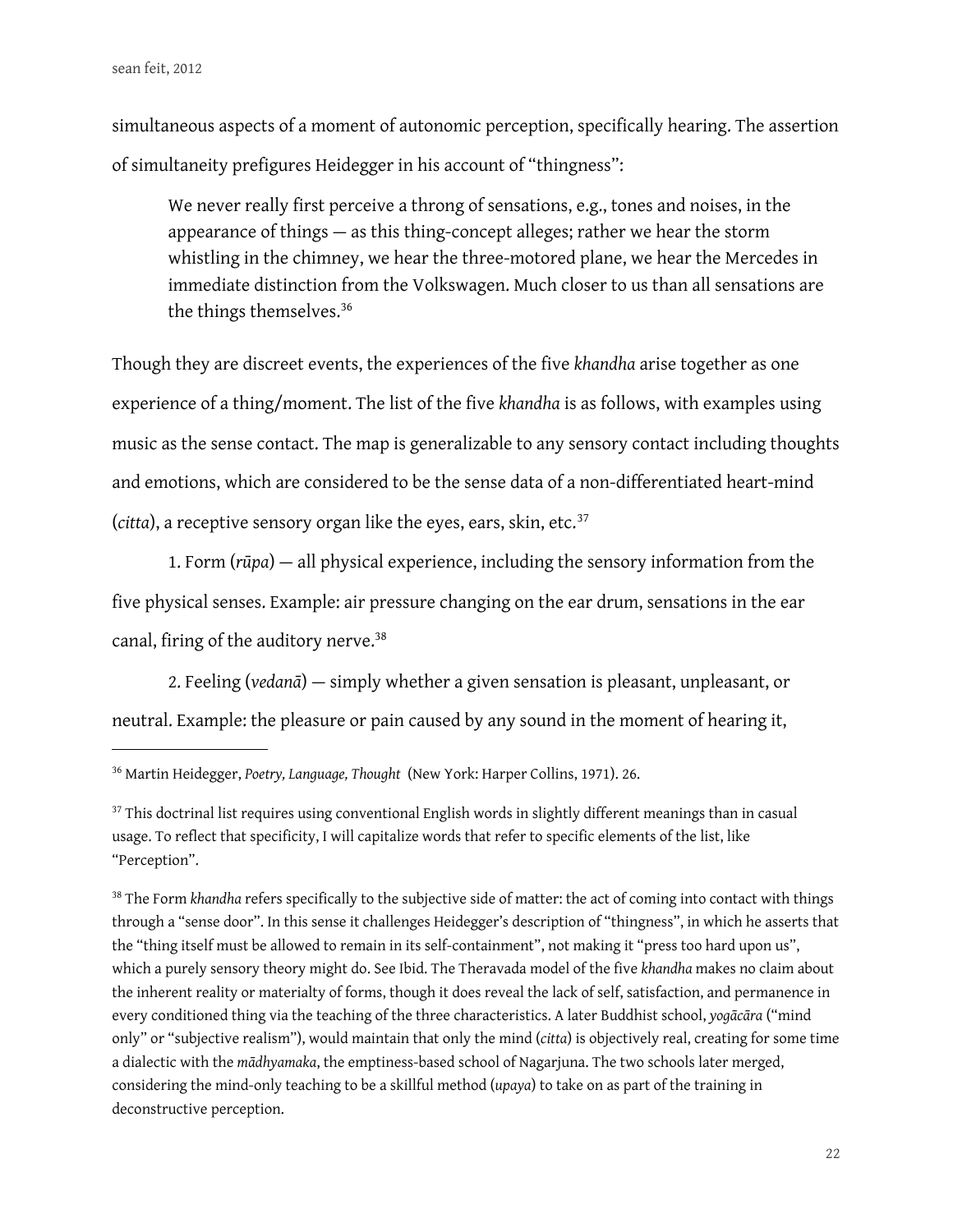simultaneous aspects of a moment of autonomic perception, specifically hearing. The assertion of simultaneity prefigures Heidegger in his account of "thingness":

> We never really first perceive a throng of sensations, e.g., tones and noises, in the appearance of things — as this thing-concept alleges; rather we hear the storm whistling in the chimney, we hear the three-motored plane, we hear the Mercedes in immediate distinction from the Volkswagen. Much closer to us than all sensations are the things themselves.[36]

Though they are discreet events, the experiences of the five *khandha* arise together as one experience of a thing/moment. The list of the five *khandha* is as follows, with examples using music as the sense contact. The map is generalizable to any sensory contact including thoughts and emotions, which are considered to be the sense data of a non-differentiated heart-mind (*citta*), a receptive sensory organ like the eyes, ears, skin, etc.[37]

1. Form (*rūpa*) — all physical experience, including the sensory information from the five physical senses. Example: air pressure changing on the ear drum, sensations in the ear canal, firing of the auditory nerve.[38]

2. Feeling (*vedanā*) — simply whether a given sensation is pleasant, unpleasant, or neutral. Example: the pleasure or pain caused by any sound in the moment of hearing it,

---

[36] Martin Heidegger, *Poetry, Language, Thought* (New York: Harper Collins, 1971). 26.

[37] This doctrinal list requires using conventional English words in slightly different meanings than in casual usage. To reflect that specificity, I will capitalize words that refer to specific elements of the list, like "Perception".

[38] The Form *khandha* refers specifically to the subjective side of matter: the act of coming into contact with things through a "sense door". In this sense it challenges Heidegger's description of "thingness", in which he asserts that the "thing itself must be allowed to remain in its self-containment", not making it "press too hard upon us", which a purely sensory theory might do. See Ibid. The Theravada model of the five *khandha* makes no claim about the inherent reality or materialty of forms, though it does reveal the lack of self, satisfaction, and permanence in every conditioned thing via the teaching of the three characteristics. A later Buddhist school, *yogācāra* ("mind only" or "subjective realism"), would maintain that only the mind (*citta*) is objectively real, creating for some time a dialectic with the *mādhyamaka*, the emptiness-based school of Nagarjuna. The two schools later merged, considering the mind-only teaching to be a skillful method (*upaya*) to take on as part of the training in deconstructive perception.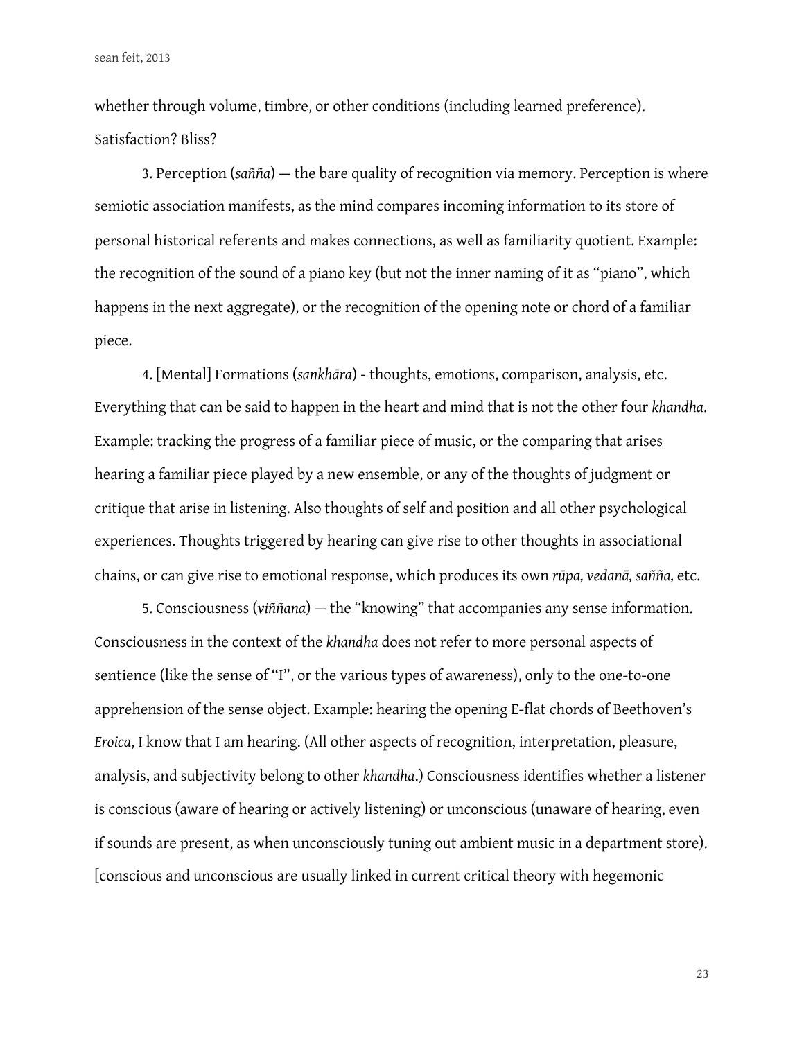whether through volume, timbre, or other conditions (including learned preference). Satisfaction? Bliss?

3. Perception (*sañña*) — the bare quality of recognition via memory. Perception is where semiotic association manifests, as the mind compares incoming information to its store of personal historical referents and makes connections, as well as familiarity quotient. Example: the recognition of the sound of a piano key (but not the inner naming of it as "piano", which happens in the next aggregate), or the recognition of the opening note or chord of a familiar piece.

4. [Mental] Formations (*sankhāra*) - thoughts, emotions, comparison, analysis, etc. Everything that can be said to happen in the heart and mind that is not the other four *khandha*. Example: tracking the progress of a familiar piece of music, or the comparing that arises hearing a familiar piece played by a new ensemble, or any of the thoughts of judgment or critique that arise in listening. Also thoughts of self and position and all other psychological experiences. Thoughts triggered by hearing can give rise to other thoughts in associational chains, or can give rise to emotional response, which produces its own *rūpa, vedanā, sañña,* etc.

5. Consciousness (*viññana*) — the "knowing" that accompanies any sense information. Consciousness in the context of the *khandha* does not refer to more personal aspects of sentience (like the sense of "I", or the various types of awareness), only to the one-to-one apprehension of the sense object. Example: hearing the opening E-flat chords of Beethoven's *Eroica*, I know that I am hearing. (All other aspects of recognition, interpretation, pleasure, analysis, and subjectivity belong to other *khandha*.) Consciousness identifies whether a listener is conscious (aware of hearing or actively listening) or unconscious (unaware of hearing, even if sounds are present, as when unconsciously tuning out ambient music in a department store). [conscious and unconscious are usually linked in current critical theory with hegemonic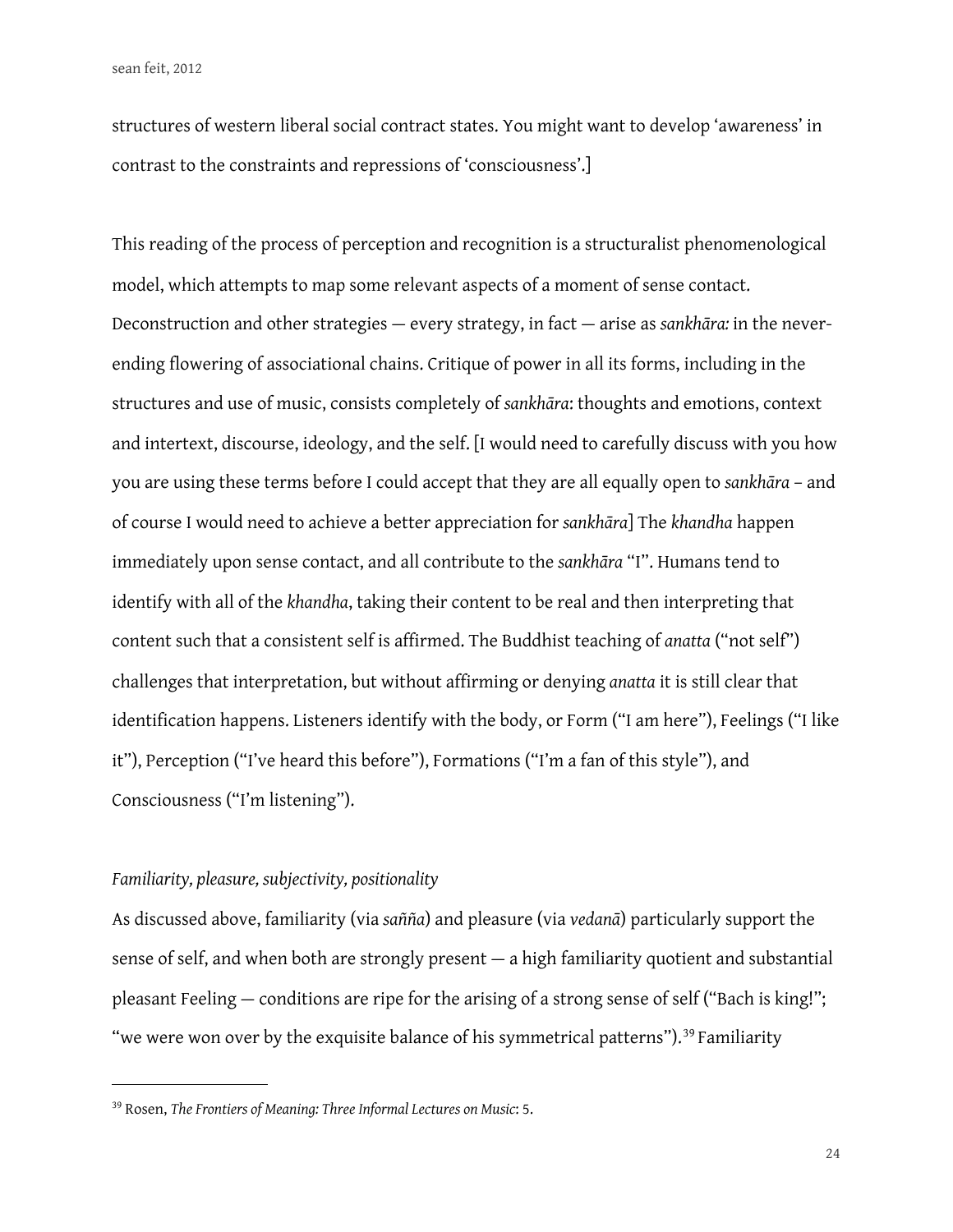structures of western liberal social contract states. You might want to develop 'awareness' in contrast to the constraints and repressions of 'consciousness'.]

This reading of the process of perception and recognition is a structuralist phenomenological model, which attempts to map some relevant aspects of a moment of sense contact. Deconstruction and other strategies — every strategy, in fact — arise as *sankhāra:* in the never-ending flowering of associational chains. Critique of power in all its forms, including in the structures and use of music, consists completely of *sankhāra*: thoughts and emotions, context and intertext, discourse, ideology, and the self. [I would need to carefully discuss with you how you are using these terms before I could accept that they are all equally open to *sankhāra* – and of course I would need to achieve a better appreciation for *sankhāra*] The *khandha* happen immediately upon sense contact, and all contribute to the *sankhāra* "I". Humans tend to identify with all of the *khandha*, taking their content to be real and then interpreting that content such that a consistent self is affirmed. The Buddhist teaching of *anatta* ("not self") challenges that interpretation, but without affirming or denying *anatta* it is still clear that identification happens. Listeners identify with the body, or Form ("I am here"), Feelings ("I like it"), Perception ("I've heard this before"), Formations ("I'm a fan of this style"), and Consciousness ("I'm listening").

*Familiarity, pleasure, subjectivity, positionality*

As discussed above, familiarity (via *sañña*) and pleasure (via *vedanā*) particularly support the sense of self, and when both are strongly present — a high familiarity quotient and substantial pleasant Feeling — conditions are ripe for the arising of a strong sense of self ("Bach is king!"; "we were won over by the exquisite balance of his symmetrical patterns").[39] Familiarity

---

[39] Rosen, *The Frontiers of Meaning: Three Informal Lectures on Music*: 5.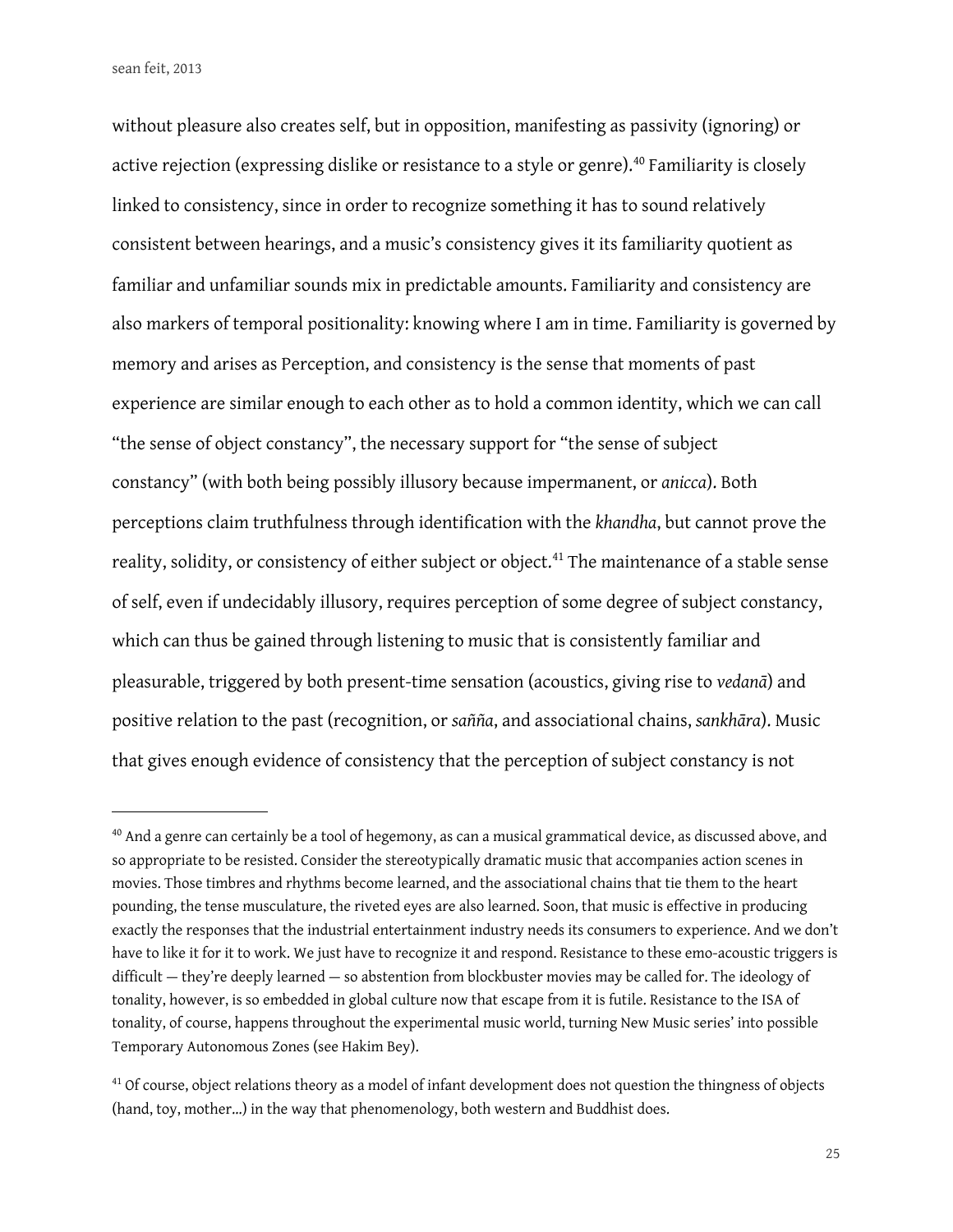without pleasure also creates self, but in opposition, manifesting as passivity (ignoring) or active rejection (expressing dislike or resistance to a style or genre).[40] Familiarity is closely linked to consistency, since in order to recognize something it has to sound relatively consistent between hearings, and a music's consistency gives it its familiarity quotient as familiar and unfamiliar sounds mix in predictable amounts. Familiarity and consistency are also markers of temporal positionality: knowing where I am in time. Familiarity is governed by memory and arises as Perception, and consistency is the sense that moments of past experience are similar enough to each other as to hold a common identity, which we can call "the sense of object constancy", the necessary support for "the sense of subject constancy" (with both being possibly illusory because impermanent, or *anicca*). Both perceptions claim truthfulness through identification with the *khandha*, but cannot prove the reality, solidity, or consistency of either subject or object.[41] The maintenance of a stable sense of self, even if undecidably illusory, requires perception of some degree of subject constancy, which can thus be gained through listening to music that is consistently familiar and pleasurable, triggered by both present-time sensation (acoustics, giving rise to *vedanā*) and positive relation to the past (recognition, or *sañña*, and associational chains, *sankhāra*). Music that gives enough evidence of consistency that the perception of subject constancy is not

---

[40] And a genre can certainly be a tool of hegemony, as can a musical grammatical device, as discussed above, and so appropriate to be resisted. Consider the stereotypically dramatic music that accompanies action scenes in movies. Those timbres and rhythms become learned, and the associational chains that tie them to the heart pounding, the tense musculature, the riveted eyes are also learned. Soon, that music is effective in producing exactly the responses that the industrial entertainment industry needs its consumers to experience. And we don't have to like it for it to work. We just have to recognize it and respond. Resistance to these emo-acoustic triggers is difficult — they're deeply learned — so abstention from blockbuster movies may be called for. The ideology of tonality, however, is so embedded in global culture now that escape from it is futile. Resistance to the ISA of tonality, of course, happens throughout the experimental music world, turning New Music series' into possible Temporary Autonomous Zones (see Hakim Bey).

[41] Of course, object relations theory as a model of infant development does not question the thingness of objects (hand, toy, mother...) in the way that phenomenology, both western and Buddhist does.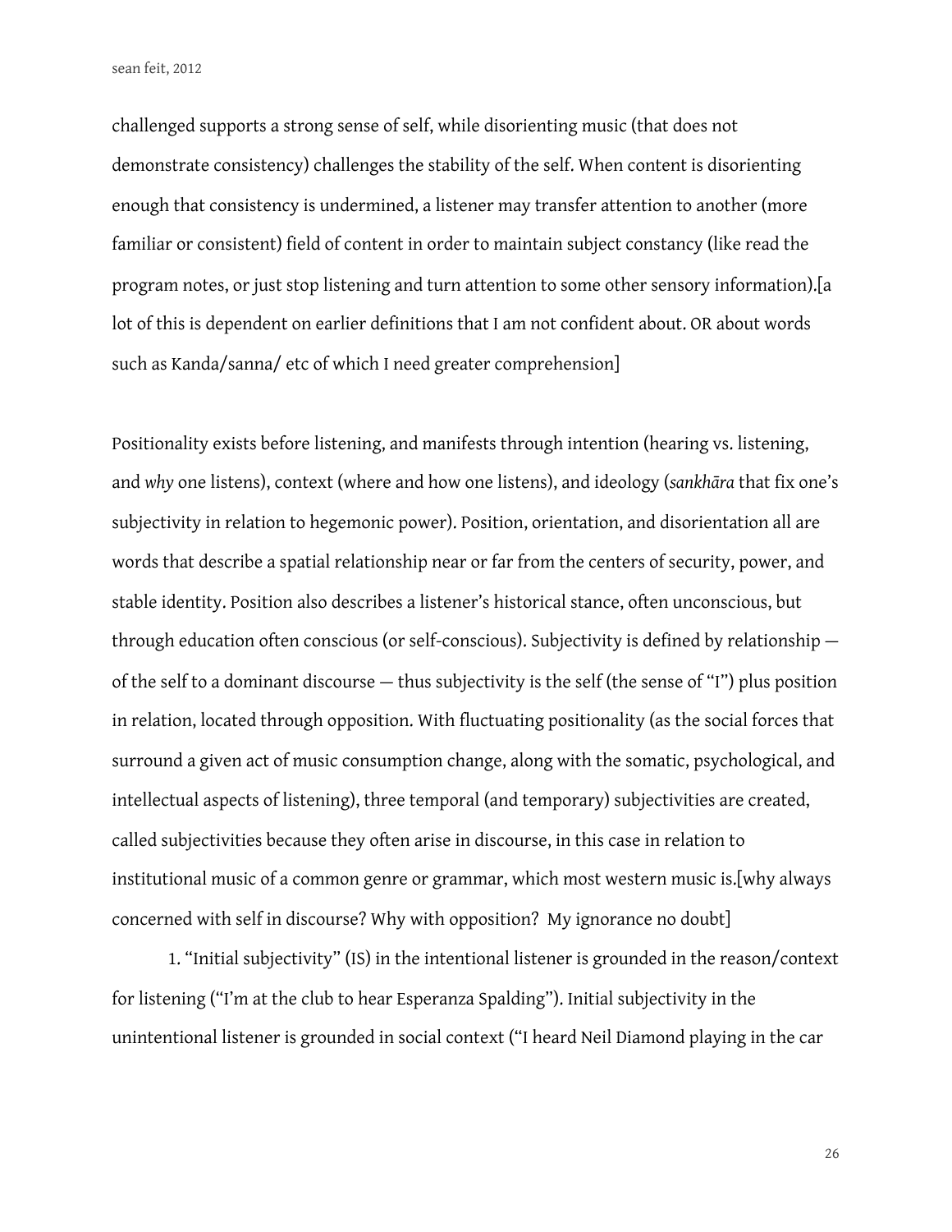challenged supports a strong sense of self, while disorienting music (that does not demonstrate consistency) challenges the stability of the self. When content is disorienting enough that consistency is undermined, a listener may transfer attention to another (more familiar or consistent) field of content in order to maintain subject constancy (like read the program notes, or just stop listening and turn attention to some other sensory information).[a lot of this is dependent on earlier definitions that I am not confident about. OR about words such as Kanda/sanna/ etc of which I need greater comprehension]

Positionality exists before listening, and manifests through intention (hearing vs. listening, and *why* one listens), context (where and how one listens), and ideology (*sankhāra* that fix one's subjectivity in relation to hegemonic power). Position, orientation, and disorientation all are words that describe a spatial relationship near or far from the centers of security, power, and stable identity. Position also describes a listener's historical stance, often unconscious, but through education often conscious (or self-conscious). Subjectivity is defined by relationship — of the self to a dominant discourse — thus subjectivity is the self (the sense of "I") plus position in relation, located through opposition. With fluctuating positionality (as the social forces that surround a given act of music consumption change, along with the somatic, psychological, and intellectual aspects of listening), three temporal (and temporary) subjectivities are created, called subjectivities because they often arise in discourse, in this case in relation to institutional music of a common genre or grammar, which most western music is.[why always concerned with self in discourse? Why with opposition?  My ignorance no doubt]

1. "Initial subjectivity" (IS) in the intentional listener is grounded in the reason/context for listening ("I'm at the club to hear Esperanza Spalding"). Initial subjectivity in the unintentional listener is grounded in social context ("I heard Neil Diamond playing in the car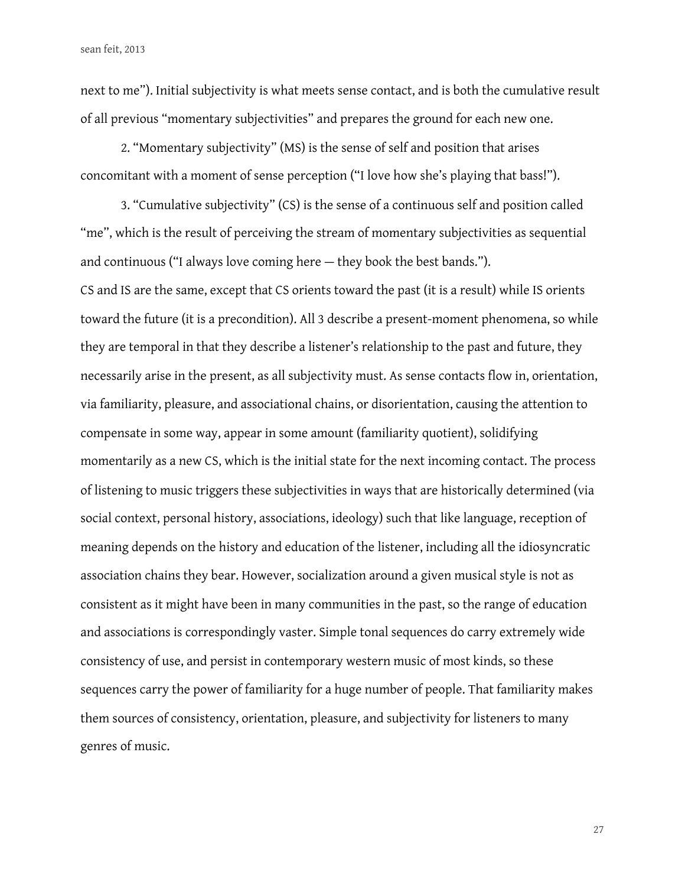next to me"). Initial subjectivity is what meets sense contact, and is both the cumulative result of all previous "momentary subjectivities" and prepares the ground for each new one.

2. "Momentary subjectivity" (MS) is the sense of self and position that arises concomitant with a moment of sense perception ("I love how she's playing that bass!").

3. "Cumulative subjectivity" (CS) is the sense of a continuous self and position called "me", which is the result of perceiving the stream of momentary subjectivities as sequential and continuous ("I always love coming here — they book the best bands.").

CS and IS are the same, except that CS orients toward the past (it is a result) while IS orients toward the future (it is a precondition). All 3 describe a present-moment phenomena, so while they are temporal in that they describe a listener's relationship to the past and future, they necessarily arise in the present, as all subjectivity must. As sense contacts flow in, orientation, via familiarity, pleasure, and associational chains, or disorientation, causing the attention to compensate in some way, appear in some amount (familiarity quotient), solidifying momentarily as a new CS, which is the initial state for the next incoming contact. The process of listening to music triggers these subjectivities in ways that are historically determined (via social context, personal history, associations, ideology) such that like language, reception of meaning depends on the history and education of the listener, including all the idiosyncratic association chains they bear. However, socialization around a given musical style is not as consistent as it might have been in many communities in the past, so the range of education and associations is correspondingly vaster. Simple tonal sequences do carry extremely wide consistency of use, and persist in contemporary western music of most kinds, so these sequences carry the power of familiarity for a huge number of people. That familiarity makes them sources of consistency, orientation, pleasure, and subjectivity for listeners to many genres of music.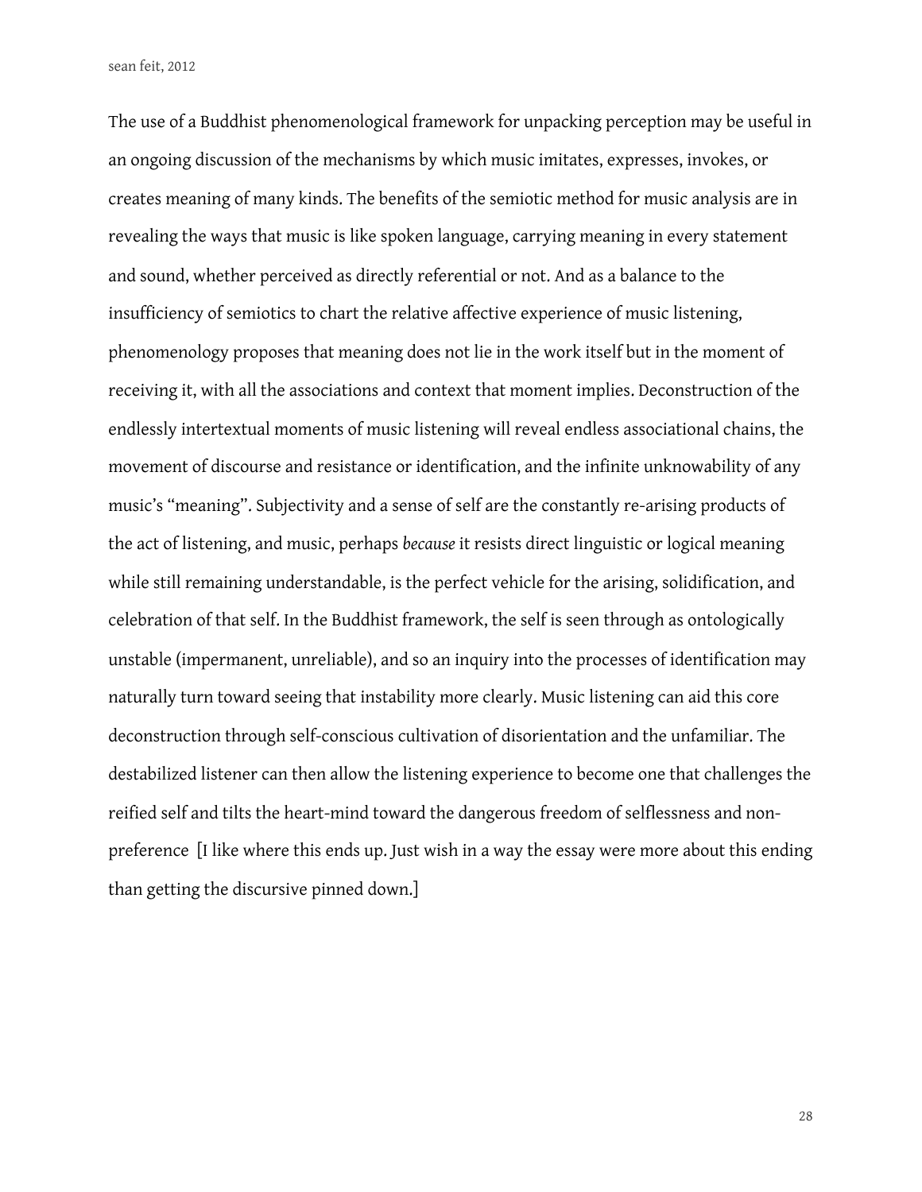The use of a Buddhist phenomenological framework for unpacking perception may be useful in an ongoing discussion of the mechanisms by which music imitates, expresses, invokes, or creates meaning of many kinds. The benefits of the semiotic method for music analysis are in revealing the ways that music is like spoken language, carrying meaning in every statement and sound, whether perceived as directly referential or not. And as a balance to the insufficiency of semiotics to chart the relative affective experience of music listening, phenomenology proposes that meaning does not lie in the work itself but in the moment of receiving it, with all the associations and context that moment implies. Deconstruction of the endlessly intertextual moments of music listening will reveal endless associational chains, the movement of discourse and resistance or identification, and the infinite unknowability of any music's "meaning". Subjectivity and a sense of self are the constantly re-arising products of the act of listening, and music, perhaps *because* it resists direct linguistic or logical meaning while still remaining understandable, is the perfect vehicle for the arising, solidification, and celebration of that self. In the Buddhist framework, the self is seen through as ontologically unstable (impermanent, unreliable), and so an inquiry into the processes of identification may naturally turn toward seeing that instability more clearly. Music listening can aid this core deconstruction through self-conscious cultivation of disorientation and the unfamiliar. The destabilized listener can then allow the listening experience to become one that challenges the reified self and tilts the heart-mind toward the dangerous freedom of selflessness and non-preference [I like where this ends up. Just wish in a way the essay were more about this ending than getting the discursive pinned down.]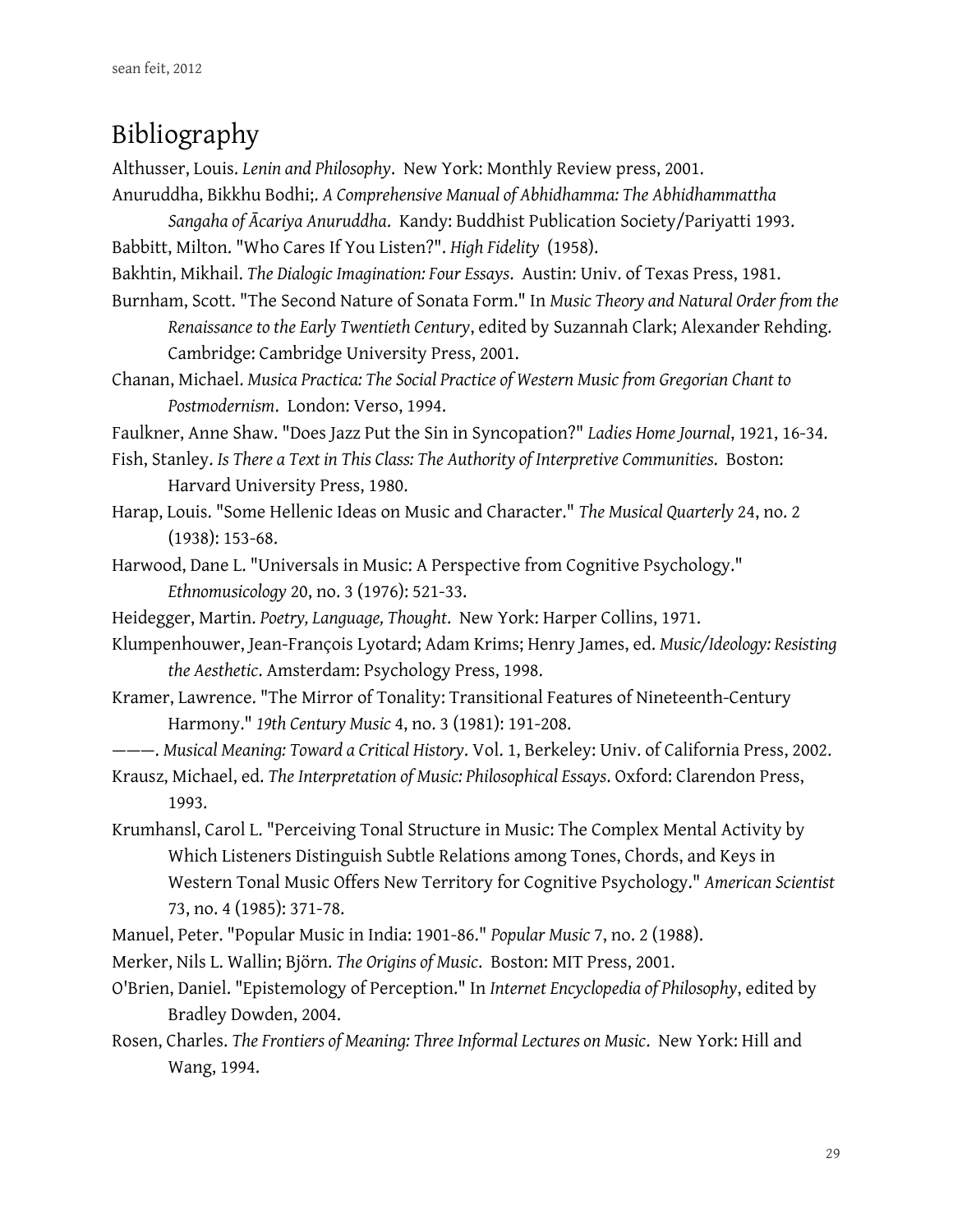# Bibliography

Althusser, Louis. *Lenin and Philosophy*. New York: Monthly Review press, 2001.

Anuruddha, Bikkhu Bodhi;. *A Comprehensive Manual of Abhidhamma: The Abhidhammattha Sangaha of Ācariya Anuruddha*. Kandy: Buddhist Publication Society/Pariyatti 1993.

Babbitt, Milton. "Who Cares If You Listen?". *High Fidelity* (1958).

Bakhtin, Mikhail. *The Dialogic Imagination: Four Essays*. Austin: Univ. of Texas Press, 1981.

Burnham, Scott. "The Second Nature of Sonata Form." In *Music Theory and Natural Order from the Renaissance to the Early Twentieth Century*, edited by Suzannah Clark; Alexander Rehding. Cambridge: Cambridge University Press, 2001.

Chanan, Michael. *Musica Practica: The Social Practice of Western Music from Gregorian Chant to Postmodernism*. London: Verso, 1994.

Faulkner, Anne Shaw. "Does Jazz Put the Sin in Syncopation?" *Ladies Home Journal*, 1921, 16-34.

Fish, Stanley. *Is There a Text in This Class: The Authority of Interpretive Communities*. Boston: Harvard University Press, 1980.

Harap, Louis. "Some Hellenic Ideas on Music and Character." *The Musical Quarterly* 24, no. 2 (1938): 153-68.

Harwood, Dane L. "Universals in Music: A Perspective from Cognitive Psychology." *Ethnomusicology* 20, no. 3 (1976): 521-33.

Heidegger, Martin. *Poetry, Language, Thought*. New York: Harper Collins, 1971.

Klumpenhouwer, Jean-François Lyotard; Adam Krims; Henry James, ed. *Music/Ideology: Resisting the Aesthetic*. Amsterdam: Psychology Press, 1998.

Kramer, Lawrence. "The Mirror of Tonality: Transitional Features of Nineteenth-Century Harmony." *19th Century Music* 4, no. 3 (1981): 191-208.

———. *Musical Meaning: Toward a Critical History*. Vol. 1, Berkeley: Univ. of California Press, 2002.

Krausz, Michael, ed. *The Interpretation of Music: Philosophical Essays*. Oxford: Clarendon Press, 1993.

Krumhansl, Carol L. "Perceiving Tonal Structure in Music: The Complex Mental Activity by Which Listeners Distinguish Subtle Relations among Tones, Chords, and Keys in Western Tonal Music Offers New Territory for Cognitive Psychology." *American Scientist* 73, no. 4 (1985): 371-78.

Manuel, Peter. "Popular Music in India: 1901-86." *Popular Music* 7, no. 2 (1988).

Merker, Nils L. Wallin; Björn. *The Origins of Music*. Boston: MIT Press, 2001.

O'Brien, Daniel. "Epistemology of Perception." In *Internet Encyclopedia of Philosophy*, edited by Bradley Dowden, 2004.

Rosen, Charles. *The Frontiers of Meaning: Three Informal Lectures on Music*. New York: Hill and Wang, 1994.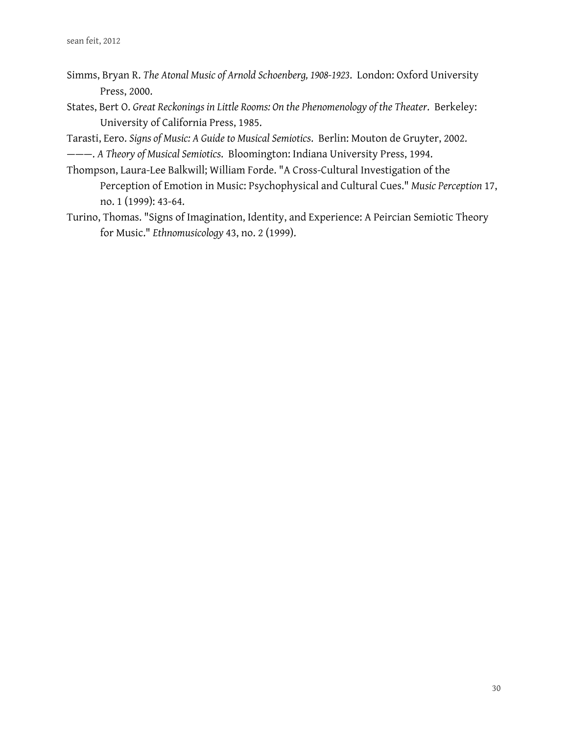Simms, Bryan R. *The Atonal Music of Arnold Schoenberg, 1908-1923*. London: Oxford University Press, 2000.

States, Bert O. *Great Reckonings in Little Rooms: On the Phenomenology of the Theater*. Berkeley: University of California Press, 1985.

Tarasti, Eero. *Signs of Music: A Guide to Musical Semiotics*. Berlin: Mouton de Gruyter, 2002.

———. *A Theory of Musical Semiotics*. Bloomington: Indiana University Press, 1994.

Thompson, Laura-Lee Balkwill; William Forde. "A Cross-Cultural Investigation of the Perception of Emotion in Music: Psychophysical and Cultural Cues." *Music Perception* 17, no. 1 (1999): 43-64.

Turino, Thomas. "Signs of Imagination, Identity, and Experience: A Peircian Semiotic Theory for Music." *Ethnomusicology* 43, no. 2 (1999).